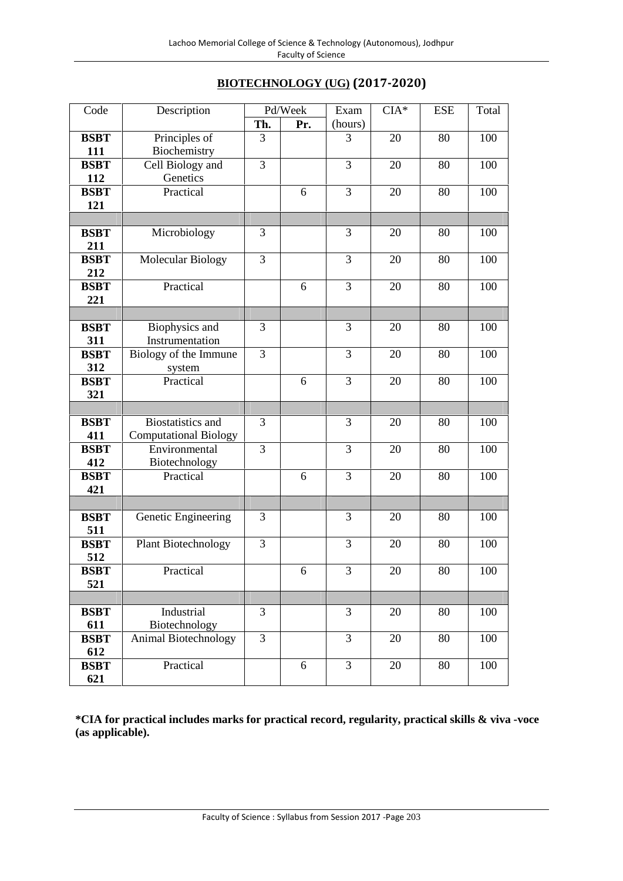## BIOTECHNOLOGY (UG) (2017-2020)

| Code | Description | Pd/Week | | Exam | CIA* | ESE | Total |
|---|---|---|---|---|---|---|---|
| | | Th. | Pr. | (hours) | | | |
| **BSBT 111** | Principles of Biochemistry | 3 | | 3 | 20 | 80 | 100 |
| **BSBT 112** | Cell Biology and Genetics | 3 | | 3 | 20 | 80 | 100 |
| **BSBT 121** | Practical | | 6 | 3 | 20 | 80 | 100 |
| | | | | | | | |
| **BSBT 211** | Microbiology | 3 | | 3 | 20 | 80 | 100 |
| **BSBT 212** | Molecular Biology | 3 | | 3 | 20 | 80 | 100 |
| **BSBT 221** | Practical | | 6 | 3 | 20 | 80 | 100 |
| | | | | | | | |
| **BSBT 311** | Biophysics and Instrumentation | 3 | | 3 | 20 | 80 | 100 |
| **BSBT 312** | Biology of the Immune system | 3 | | 3 | 20 | 80 | 100 |
| **BSBT 321** | Practical | | 6 | 3 | 20 | 80 | 100 |
| | | | | | | | |
| **BSBT 411** | Biostatistics and Computational Biology | 3 | | 3 | 20 | 80 | 100 |
| **BSBT 412** | Environmental Biotechnology | 3 | | 3 | 20 | 80 | 100 |
| **BSBT 421** | Practical | | 6 | 3 | 20 | 80 | 100 |
| | | | | | | | |
| **BSBT 511** | Genetic Engineering | 3 | | 3 | 20 | 80 | 100 |
| **BSBT 512** | Plant Biotechnology | 3 | | 3 | 20 | 80 | 100 |
| **BSBT 521** | Practical | | 6 | 3 | 20 | 80 | 100 |
| | | | | | | | |
| **BSBT 611** | Industrial Biotechnology | 3 | | 3 | 20 | 80 | 100 |
| **BSBT 612** | Animal Biotechnology | 3 | | 3 | 20 | 80 | 100 |
| **BSBT 621** | Practical | | 6 | 3 | 20 | 80 | 100 |

**\*CIA for practical includes marks for practical record, regularity, practical skills & viva -voce (as applicable).**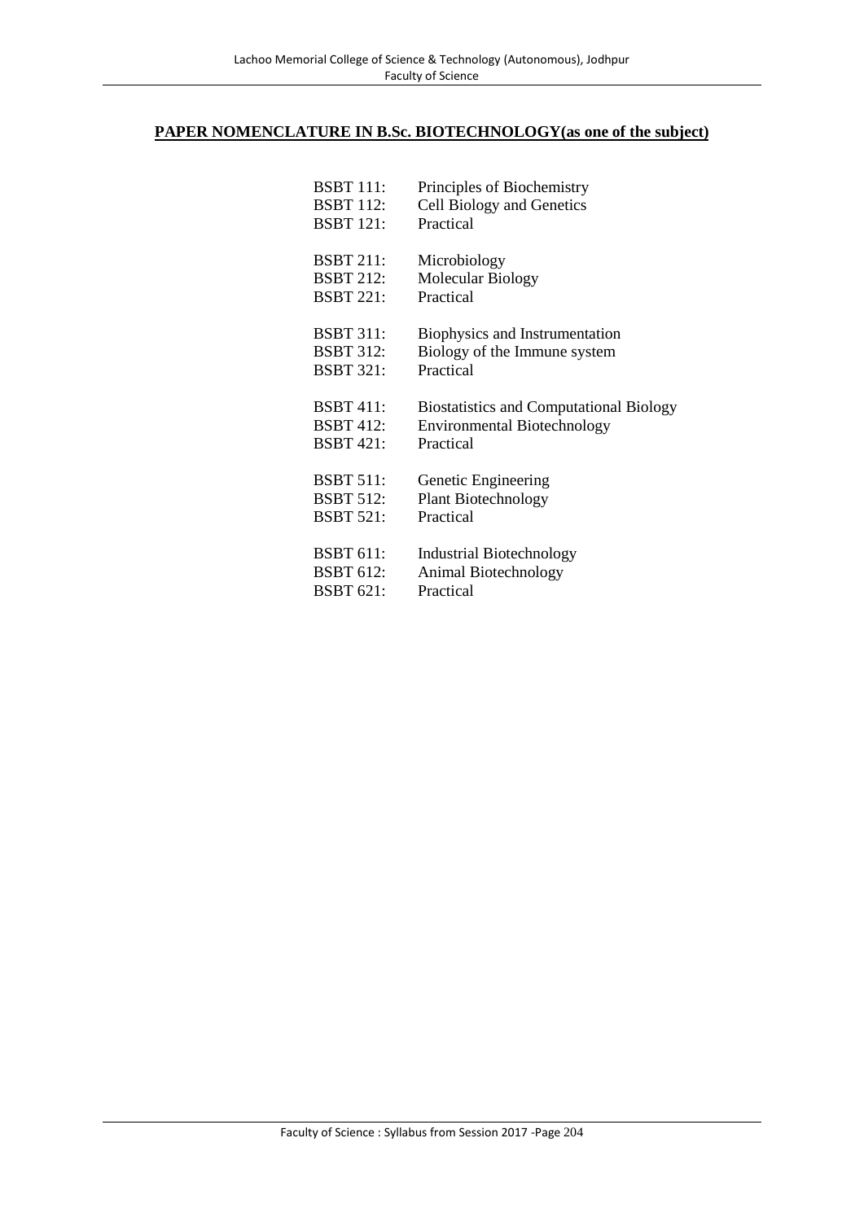## PAPER NOMENCLATURE IN B.Sc. BIOTECHNOLOGY(as one of the subject)

BSBT 111: Principles of Biochemistry
BSBT 112: Cell Biology and Genetics
BSBT 121: Practical

BSBT 211: Microbiology
BSBT 212: Molecular Biology
BSBT 221: Practical

BSBT 311: Biophysics and Instrumentation
BSBT 312: Biology of the Immune system
BSBT 321: Practical

BSBT 411: Biostatistics and Computational Biology
BSBT 412: Environmental Biotechnology
BSBT 421: Practical

BSBT 511: Genetic Engineering
BSBT 512: Plant Biotechnology
BSBT 521: Practical

BSBT 611: Industrial Biotechnology
BSBT 612: Animal Biotechnology
BSBT 621: Practical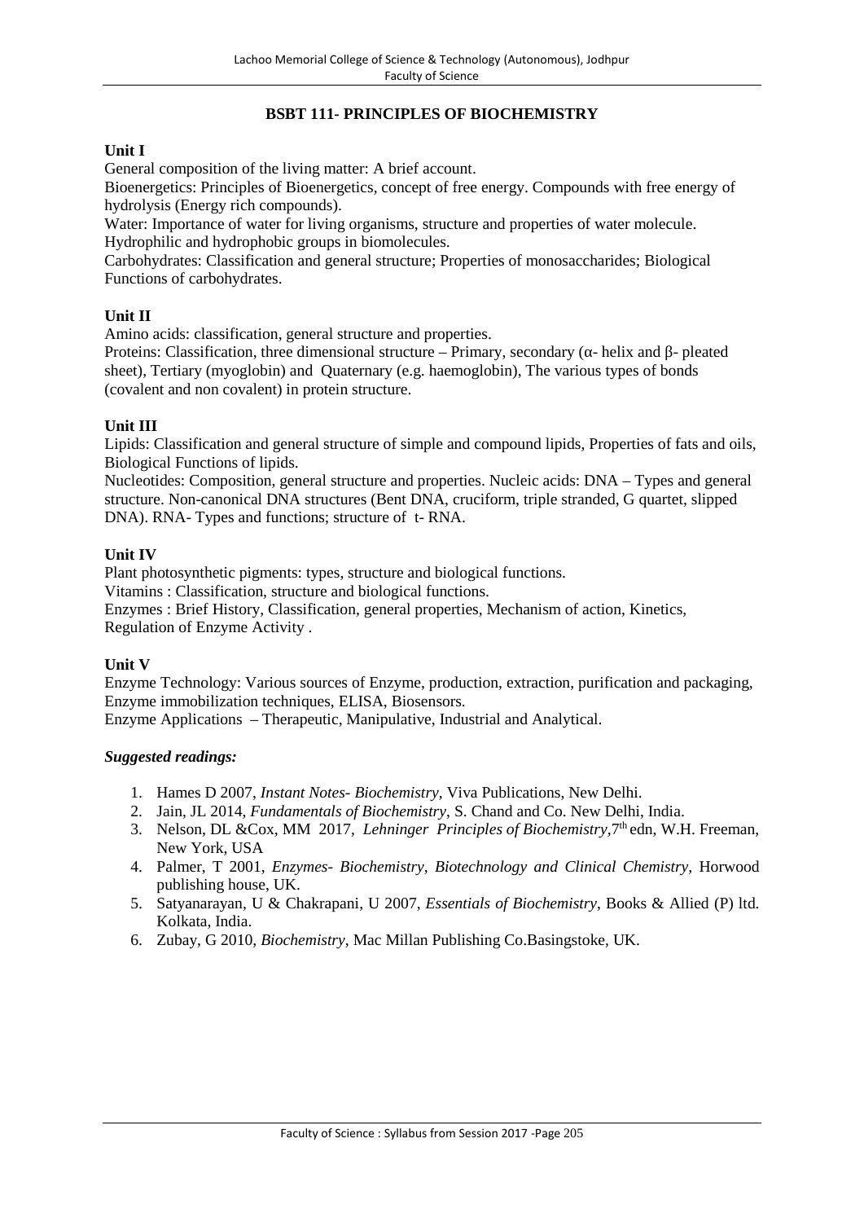# BSBT 111- PRINCIPLES OF BIOCHEMISTRY

### Unit I

General composition of the living matter: A brief account.

Bioenergetics: Principles of Bioenergetics, concept of free energy. Compounds with free energy of hydrolysis (Energy rich compounds).

Water: Importance of water for living organisms, structure and properties of water molecule. Hydrophilic and hydrophobic groups in biomolecules.

Carbohydrates: Classification and general structure; Properties of monosaccharides; Biological Functions of carbohydrates.

### Unit II

Amino acids: classification, general structure and properties.

Proteins: Classification, three dimensional structure – Primary, secondary (α- helix and β- pleated sheet), Tertiary (myoglobin) and Quaternary (e.g. haemoglobin), The various types of bonds (covalent and non covalent) in protein structure.

### Unit III

Lipids: Classification and general structure of simple and compound lipids, Properties of fats and oils, Biological Functions of lipids.

Nucleotides: Composition, general structure and properties. Nucleic acids: DNA – Types and general structure. Non-canonical DNA structures (Bent DNA, cruciform, triple stranded, G quartet, slipped DNA). RNA- Types and functions; structure of t- RNA.

### Unit IV

Plant photosynthetic pigments: types, structure and biological functions.

Vitamins : Classification, structure and biological functions.

Enzymes : Brief History, Classification, general properties, Mechanism of action, Kinetics, Regulation of Enzyme Activity .

### Unit V

Enzyme Technology: Various sources of Enzyme, production, extraction, purification and packaging, Enzyme immobilization techniques, ELISA, Biosensors.

Enzyme Applications – Therapeutic, Manipulative, Industrial and Analytical.

### *Suggested readings:*

1. Hames D 2007, *Instant Notes- Biochemistry*, Viva Publications, New Delhi.
2. Jain, JL 2014, *Fundamentals of Biochemistry*, S. Chand and Co. New Delhi, India.
3. Nelson, DL &Cox, MM 2017, *Lehninger Principles of Biochemistry*, 7th edn, W.H. Freeman, New York, USA
4. Palmer, T 2001, *Enzymes- Biochemistry, Biotechnology and Clinical Chemistry*, Horwood publishing house, UK.
5. Satyanarayan, U & Chakrapani, U 2007, *Essentials of Biochemistry*, Books & Allied (P) ltd. Kolkata, India.
6. Zubay, G 2010, *Biochemistry*, Mac Millan Publishing Co.Basingstoke, UK.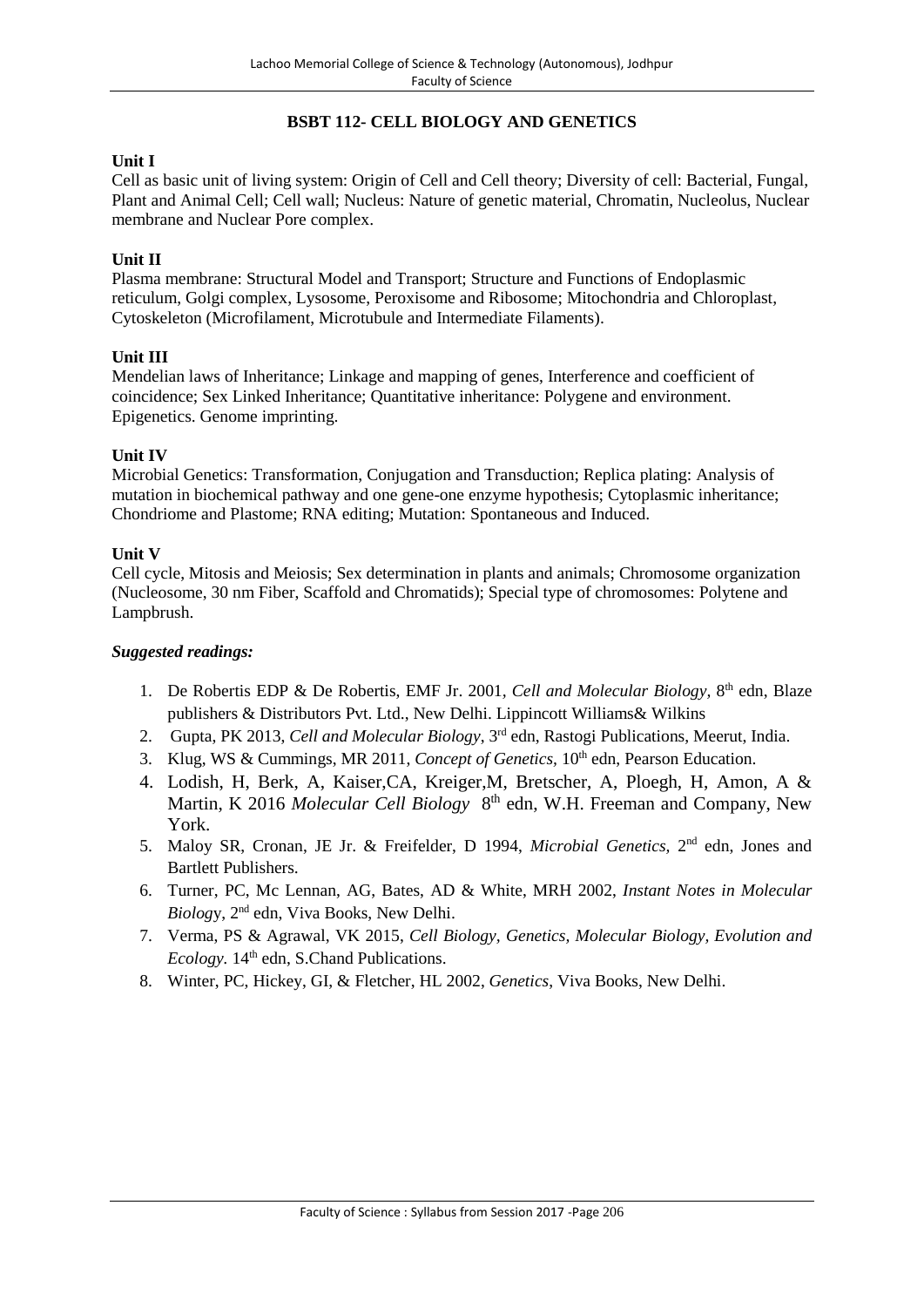## BSBT 112- CELL BIOLOGY AND GENETICS

**Unit I**

Cell as basic unit of living system: Origin of Cell and Cell theory; Diversity of cell: Bacterial, Fungal, Plant and Animal Cell; Cell wall; Nucleus: Nature of genetic material, Chromatin, Nucleolus, Nuclear membrane and Nuclear Pore complex.

**Unit II**

Plasma membrane: Structural Model and Transport; Structure and Functions of Endoplasmic reticulum, Golgi complex, Lysosome, Peroxisome and Ribosome; Mitochondria and Chloroplast, Cytoskeleton (Microfilament, Microtubule and Intermediate Filaments).

**Unit III**

Mendelian laws of Inheritance; Linkage and mapping of genes, Interference and coefficient of coincidence; Sex Linked Inheritance; Quantitative inheritance: Polygene and environment. Epigenetics. Genome imprinting.

**Unit IV**

Microbial Genetics: Transformation, Conjugation and Transduction; Replica plating: Analysis of mutation in biochemical pathway and one gene-one enzyme hypothesis; Cytoplasmic inheritance; Chondriome and Plastome; RNA editing; Mutation: Spontaneous and Induced.

**Unit V**

Cell cycle, Mitosis and Meiosis; Sex determination in plants and animals; Chromosome organization (Nucleosome, 30 nm Fiber, Scaffold and Chromatids); Special type of chromosomes: Polytene and Lampbrush.

***Suggested readings:***

1. De Robertis EDP & De Robertis, EMF Jr. 2001, *Cell and Molecular Biology,* 8th edn, Blaze publishers & Distributors Pvt. Ltd., New Delhi. Lippincott Williams& Wilkins
2. Gupta, PK 2013, *Cell and Molecular Biology*, 3rd edn, Rastogi Publications, Meerut, India.
3. Klug, WS & Cummings, MR 2011, *Concept of Genetics*, 10th edn, Pearson Education.
4. Lodish, H, Berk, A, Kaiser,CA, Kreiger,M, Bretscher, A, Ploegh, H, Amon, A & Martin, K 2016 *Molecular Cell Biology* 8th edn, W.H. Freeman and Company, New York.
5. Maloy SR, Cronan, JE Jr. & Freifelder, D 1994, *Microbial Genetics,* 2nd edn, Jones and Bartlett Publishers.
6. Turner, PC, Mc Lennan, AG, Bates, AD & White, MRH 2002, *Instant Notes in Molecular Biolog*y, 2nd edn, Viva Books, New Delhi.
7. Verma, PS & Agrawal, VK 2015, *Cell Biology, Genetics, Molecular Biology, Evolution and Ecology.* 14th edn, S.Chand Publications.
8. Winter, PC, Hickey, GI, & Fletcher, HL 2002, *Genetics*, Viva Books, New Delhi.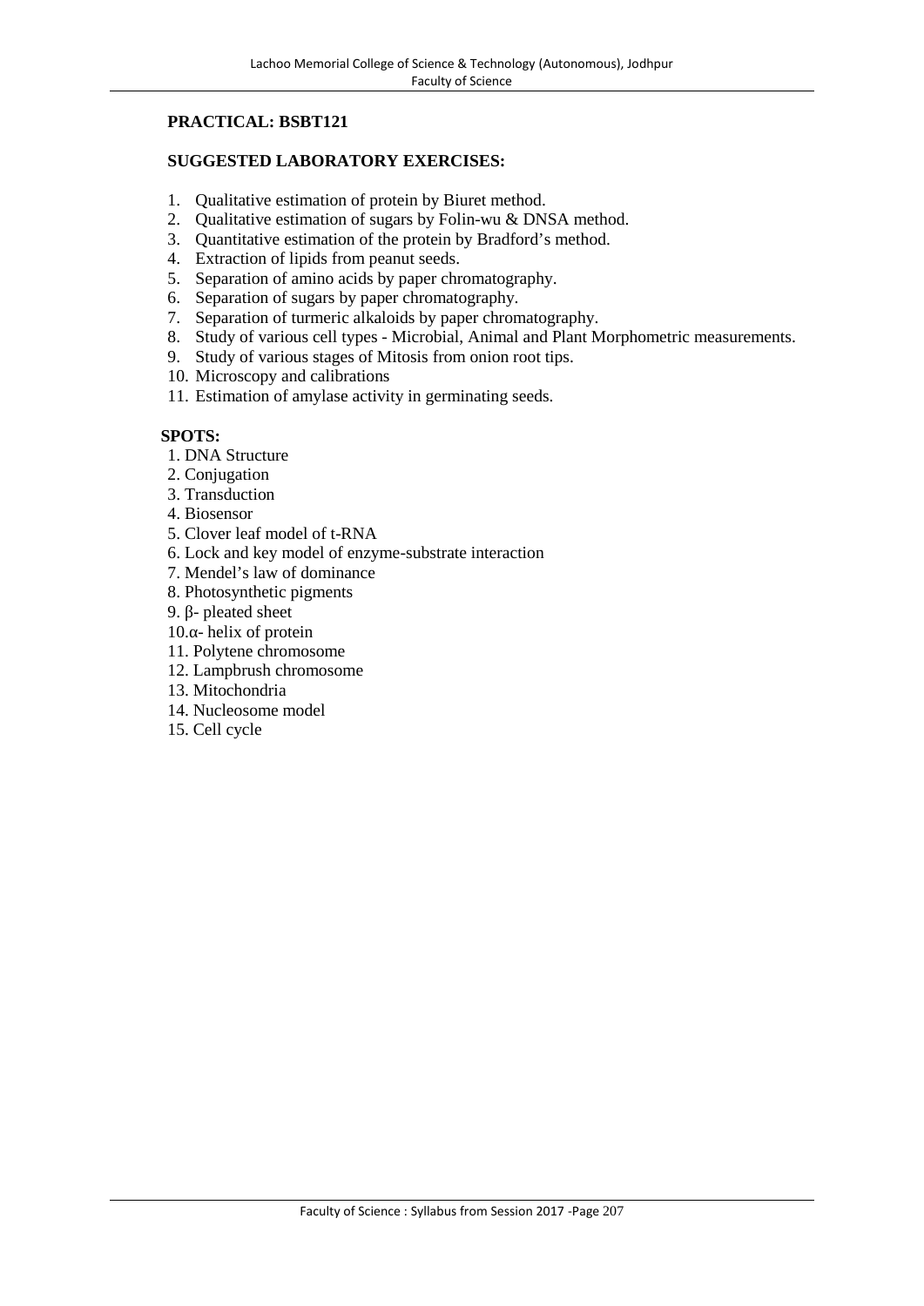**PRACTICAL: BSBT121**

**SUGGESTED LABORATORY EXERCISES:**

1. Qualitative estimation of protein by Biuret method.
2. Qualitative estimation of sugars by Folin-wu & DNSA method.
3. Quantitative estimation of the protein by Bradford's method.
4. Extraction of lipids from peanut seeds.
5. Separation of amino acids by paper chromatography.
6. Separation of sugars by paper chromatography.
7. Separation of turmeric alkaloids by paper chromatography.
8. Study of various cell types - Microbial, Animal and Plant Morphometric measurements.
9. Study of various stages of Mitosis from onion root tips.
10. Microscopy and calibrations
11. Estimation of amylase activity in germinating seeds.

**SPOTS:**

1. DNA Structure
2. Conjugation
3. Transduction
4. Biosensor
5. Clover leaf model of t-RNA
6. Lock and key model of enzyme-substrate interaction
7. Mendel's law of dominance
8. Photosynthetic pigments
9. β- pleated sheet
10. α- helix of protein
11. Polytene chromosome
12. Lampbrush chromosome
13. Mitochondria
14. Nucleosome model
15. Cell cycle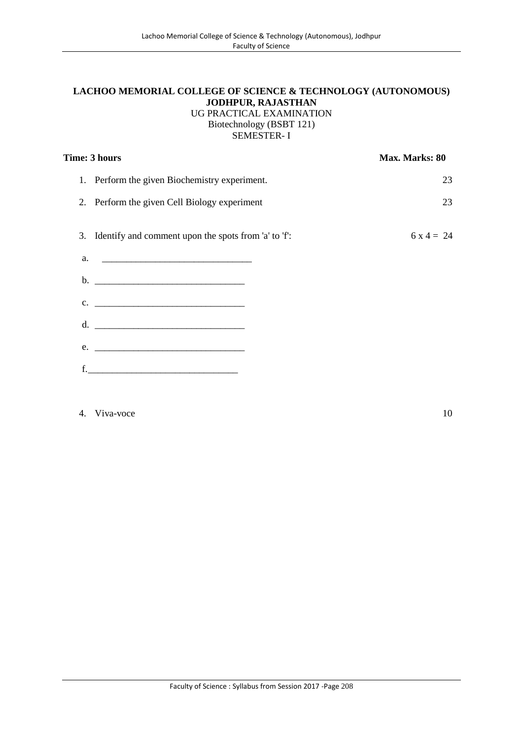**LACHOO MEMORIAL COLLEGE OF SCIENCE & TECHNOLOGY (AUTONOMOUS)**
**JODHPUR, RAJASTHAN**
UG PRACTICAL EXAMINATION
Biotechnology (BSBT 121)
SEMESTER- I

**Time: 3 hours** **Max. Marks: 80**

1. Perform the given Biochemistry experiment. 23
2. Perform the given Cell Biology experiment 23
3. Identify and comment upon the spots from 'a' to 'f': 6 x 4 = 24

   a. _______________________________

   b. _______________________________

   c. _______________________________

   d. _______________________________

   e. _______________________________

   f. _______________________________

4. Viva-voce 10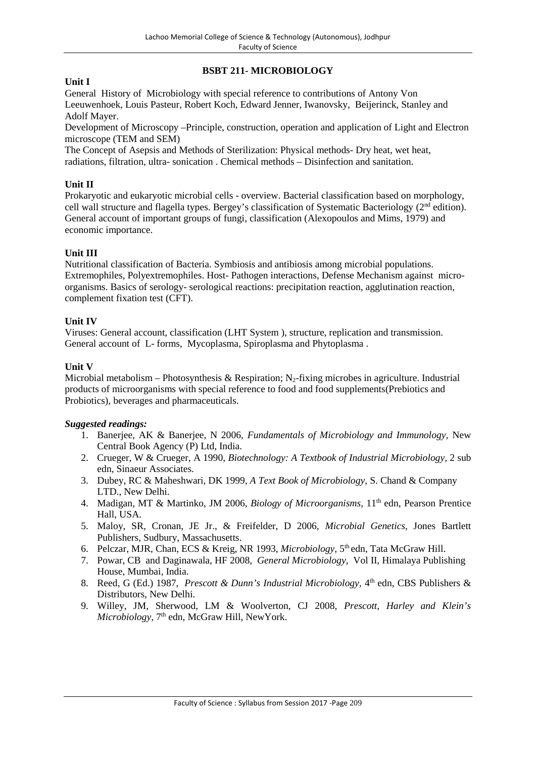# BSBT 211- MICROBIOLOGY

**Unit I**

General History of Microbiology with special reference to contributions of Antony Von Leeuwenhoek, Louis Pasteur, Robert Koch, Edward Jenner, Iwanovsky, Beijerinck, Stanley and Adolf Mayer.

Development of Microscopy –Principle, construction, operation and application of Light and Electron microscope (TEM and SEM)

The Concept of Asepsis and Methods of Sterilization: Physical methods- Dry heat, wet heat, radiations, filtration, ultra- sonication . Chemical methods – Disinfection and sanitation.

**Unit II**

Prokaryotic and eukaryotic microbial cells - overview. Bacterial classification based on morphology, cell wall structure and flagella types. Bergey's classification of Systematic Bacteriology (2nd edition). General account of important groups of fungi, classification (Alexopoulos and Mims, 1979) and economic importance.

**Unit III**

Nutritional classification of Bacteria. Symbiosis and antibiosis among microbial populations. Extremophiles, Polyextremophiles. Host- Pathogen interactions, Defense Mechanism against micro-organisms. Basics of serology- serological reactions: precipitation reaction, agglutination reaction, complement fixation test (CFT).

**Unit IV**

Viruses: General account, classification (LHT System ), structure, replication and transmission. General account of L- forms, Mycoplasma, Spiroplasma and Phytoplasma .

**Unit V**

Microbial metabolism – Photosynthesis & Respiration; $N_2$-fixing microbes in agriculture. Industrial products of microorganisms with special reference to food and food supplements(Prebiotics and Probiotics), beverages and pharmaceuticals.

***Suggested readings:***

1. Banerjee, AK & Banerjee, N 2006, *Fundamentals of Microbiology and Immunology,* New Central Book Agency (P) Ltd, India.
2. Crueger, W & Crueger, A 1990, *Biotechnology: A Textbook of Industrial Microbiology,* 2 sub edn, Sinaeur Associates.
3. Dubey, RC & Maheshwari, DK 1999, *A Text Book of Microbiology,* S. Chand & Company LTD., New Delhi.
4. Madigan, MT & Martinko, JM 2006, *Biology of Microorganisms*, 11th edn, Pearson Prentice Hall, USA.
5. Maloy, SR, Cronan, JE Jr., & Freifelder, D 2006, *Microbial Genetics*, Jones Bartlett Publishers, Sudbury, Massachusetts.
6. Pelczar, MJR, Chan, ECS & Kreig, NR 1993, *Microbiology*, 5th edn, Tata McGraw Hill.
7. Powar, CB and Daginawala, HF 2008, *General Microbiology*, Vol II, Himalaya Publishing House, Mumbai, India.
8. Reed, G (Ed.) 1987, *Prescott & Dunn's Industrial Microbiology*, 4th edn, CBS Publishers & Distributors, New Delhi.
9. Willey, JM, Sherwood, LM & Woolverton, CJ 2008, *Prescott, Harley and Klein's Microbiology*, 7th edn, McGraw Hill, NewYork.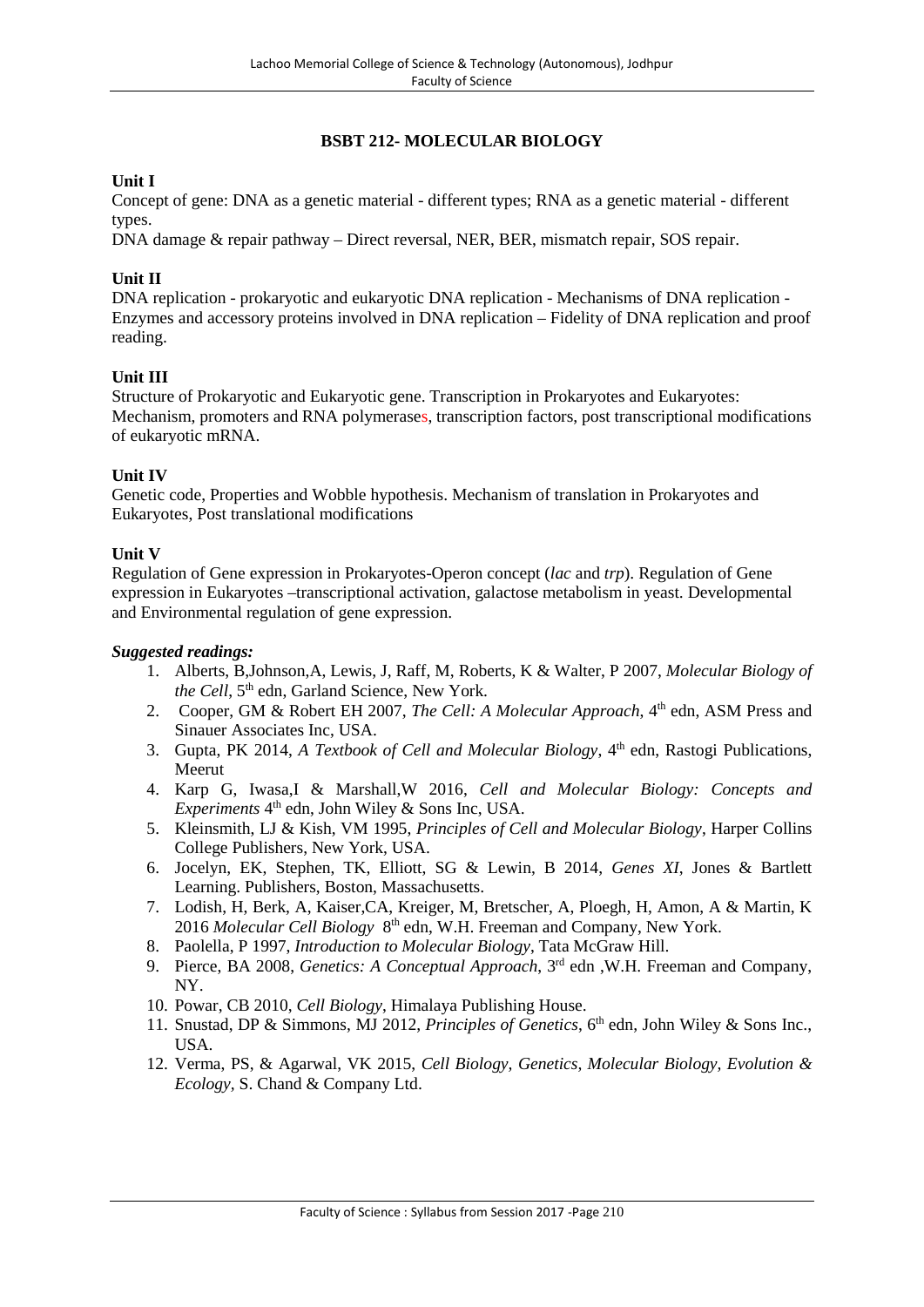## BSBT 212- MOLECULAR BIOLOGY

**Unit I**

Concept of gene: DNA as a genetic material - different types; RNA as a genetic material - different types.

DNA damage & repair pathway – Direct reversal, NER, BER, mismatch repair, SOS repair.

**Unit II**

DNA replication - prokaryotic and eukaryotic DNA replication - Mechanisms of DNA replication - Enzymes and accessory proteins involved in DNA replication – Fidelity of DNA replication and proof reading.

**Unit III**

Structure of Prokaryotic and Eukaryotic gene. Transcription in Prokaryotes and Eukaryotes: Mechanism, promoters and RNA polymerases, transcription factors, post transcriptional modifications of eukaryotic mRNA.

**Unit IV**

Genetic code, Properties and Wobble hypothesis. Mechanism of translation in Prokaryotes and Eukaryotes, Post translational modifications

**Unit V**

Regulation of Gene expression in Prokaryotes-Operon concept (*lac* and *trp*). Regulation of Gene expression in Eukaryotes –transcriptional activation, galactose metabolism in yeast. Developmental and Environmental regulation of gene expression.

***Suggested readings:***

1. Alberts, B,Johnson,A, Lewis, J, Raff, M, Roberts, K & Walter, P 2007, *Molecular Biology of the Cell*, 5th edn, Garland Science, New York.
2. Cooper, GM & Robert EH 2007, *The Cell: A Molecular Approach*, 4th edn, ASM Press and Sinauer Associates Inc, USA.
3. Gupta, PK 2014, *A Textbook of Cell and Molecular Biology*, 4th edn, Rastogi Publications, Meerut
4. Karp G, Iwasa,I & Marshall,W 2016, *Cell and Molecular Biology: Concepts and Experiments* 4th edn, John Wiley & Sons Inc, USA.
5. Kleinsmith, LJ & Kish, VM 1995, *Principles of Cell and Molecular Biology*, Harper Collins College Publishers, New York, USA.
6. Jocelyn, EK, Stephen, TK, Elliott, SG & Lewin, B 2014, *Genes XI*, Jones & Bartlett Learning. Publishers, Boston, Massachusetts.
7. Lodish, H, Berk, A, Kaiser,CA, Kreiger, M, Bretscher, A, Ploegh, H, Amon, A & Martin, K 2016 *Molecular Cell Biology* 8th edn, W.H. Freeman and Company, New York.
8. Paolella, P 1997, *Introduction to Molecular Biology*, Tata McGraw Hill.
9. Pierce, BA 2008, *Genetics: A Conceptual Approach*, 3rd edn ,W.H. Freeman and Company, NY.
10. Powar, CB 2010, *Cell Biology*, Himalaya Publishing House.
11. Snustad, DP & Simmons, MJ 2012, *Principles of Genetics*, 6th edn, John Wiley & Sons Inc., USA.
12. Verma, PS, & Agarwal, VK 2015, *Cell Biology, Genetics, Molecular Biology, Evolution & Ecology*, S. Chand & Company Ltd.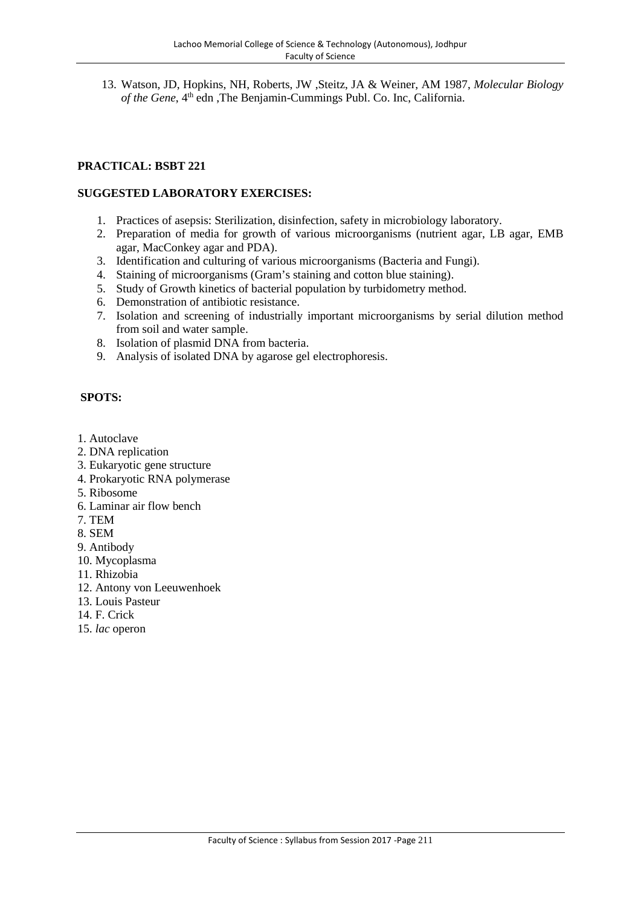13. Watson, JD, Hopkins, NH, Roberts, JW ,Steitz, JA & Weiner, AM 1987, *Molecular Biology of the Gene*, 4th edn ,The Benjamin-Cummings Publ. Co. Inc, California.

**PRACTICAL: BSBT 221**

**SUGGESTED LABORATORY EXERCISES:**

1. Practices of asepsis: Sterilization, disinfection, safety in microbiology laboratory.
2. Preparation of media for growth of various microorganisms (nutrient agar, LB agar, EMB agar, MacConkey agar and PDA).
3. Identification and culturing of various microorganisms (Bacteria and Fungi).
4. Staining of microorganisms (Gram's staining and cotton blue staining).
5. Study of Growth kinetics of bacterial population by turbidometry method.
6. Demonstration of antibiotic resistance.
7. Isolation and screening of industrially important microorganisms by serial dilution method from soil and water sample.
8. Isolation of plasmid DNA from bacteria.
9. Analysis of isolated DNA by agarose gel electrophoresis.

**SPOTS:**

1. Autoclave
2. DNA replication
3. Eukaryotic gene structure
4. Prokaryotic RNA polymerase
5. Ribosome
6. Laminar air flow bench
7. TEM
8. SEM
9. Antibody
10. Mycoplasma
11. Rhizobia
12. Antony von Leeuwenhoek
13. Louis Pasteur
14. F. Crick
15. *lac* operon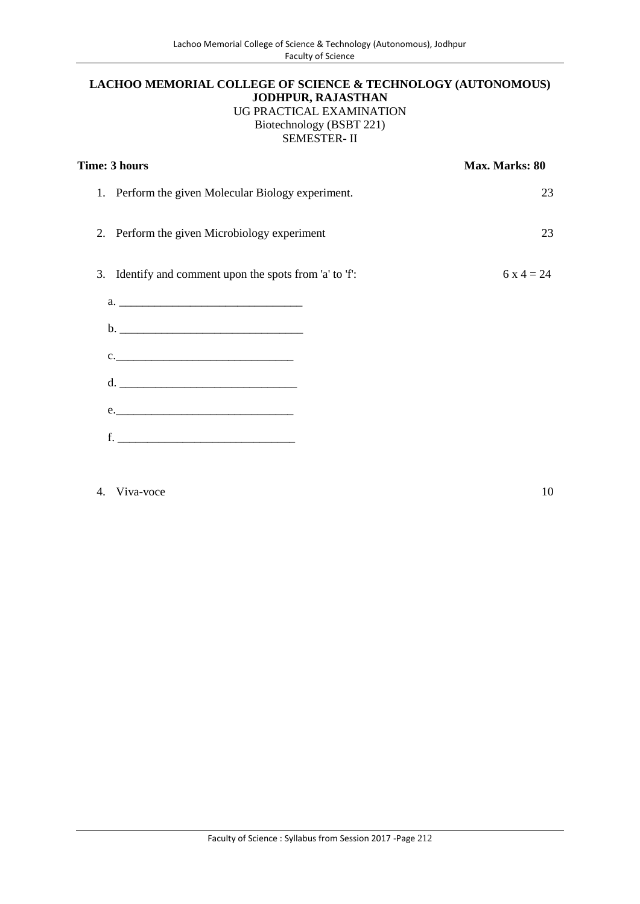**LACHOO MEMORIAL COLLEGE OF SCIENCE & TECHNOLOGY (AUTONOMOUS)**
**JODHPUR, RAJASTHAN**
UG PRACTICAL EXAMINATION
Biotechnology (BSBT 221)
SEMESTER- II

**Time: 3 hours** **Max. Marks: 80**

1. Perform the given Molecular Biology experiment. 23

2. Perform the given Microbiology experiment 23

3. Identify and comment upon the spots from 'a' to 'f': 6 x 4 = 24

   a. ______________________________

   b. ______________________________

   c. ______________________________

   d. ______________________________

   e. ______________________________

   f. ______________________________

4. Viva-voce 10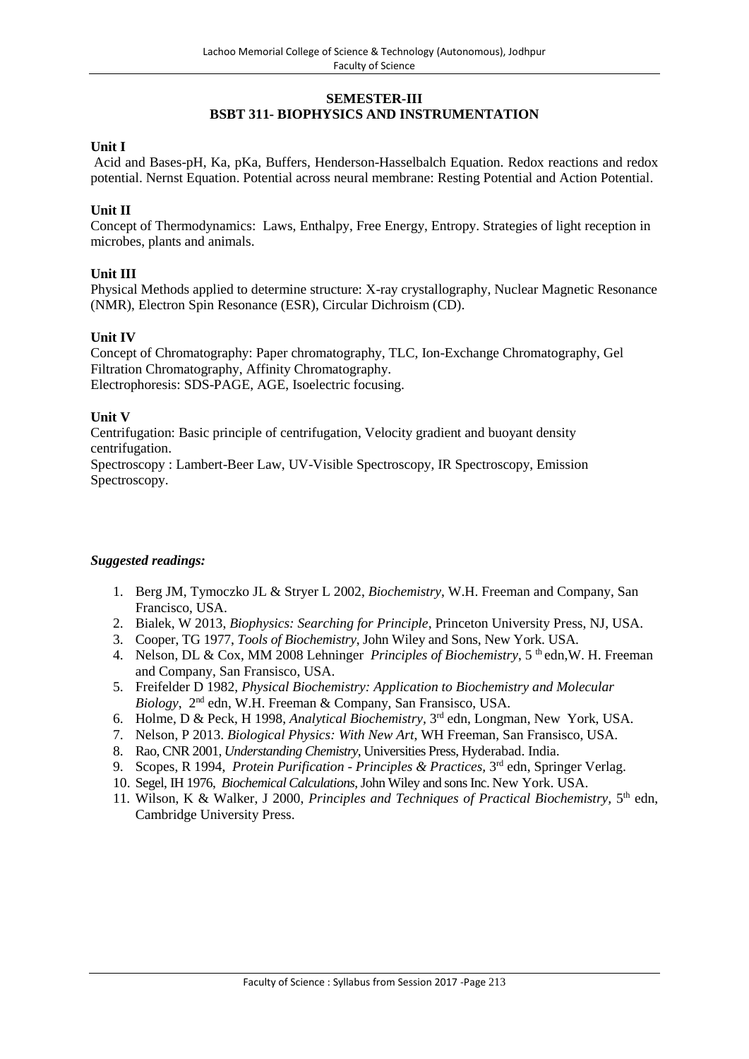## SEMESTER-III
## BSBT 311- BIOPHYSICS AND INSTRUMENTATION

**Unit I**

Acid and Bases-pH, Ka, pKa, Buffers, Henderson-Hasselbalch Equation. Redox reactions and redox potential. Nernst Equation. Potential across neural membrane: Resting Potential and Action Potential.

**Unit II**

Concept of Thermodynamics: Laws, Enthalpy, Free Energy, Entropy. Strategies of light reception in microbes, plants and animals.

**Unit III**

Physical Methods applied to determine structure: X-ray crystallography, Nuclear Magnetic Resonance (NMR), Electron Spin Resonance (ESR), Circular Dichroism (CD).

**Unit IV**

Concept of Chromatography: Paper chromatography, TLC, Ion-Exchange Chromatography, Gel Filtration Chromatography, Affinity Chromatography.
Electrophoresis: SDS-PAGE, AGE, Isoelectric focusing.

**Unit V**

Centrifugation: Basic principle of centrifugation, Velocity gradient and buoyant density centrifugation.
Spectroscopy : Lambert-Beer Law, UV-Visible Spectroscopy, IR Spectroscopy, Emission Spectroscopy.

***Suggested readings:***

1. Berg JM, Tymoczko JL & Stryer L 2002, *Biochemistry*, W.H. Freeman and Company, San Francisco, USA.
2. Bialek, W 2013, *Biophysics: Searching for Principle*, Princeton University Press, NJ, USA.
3. Cooper, TG 1977, *Tools of Biochemistry*, John Wiley and Sons, New York. USA.
4. Nelson, DL & Cox, MM 2008 Lehninger *Principles of Biochemistry*, 5 th edn,W. H. Freeman and Company, San Fransisco, USA.
5. Freifelder D 1982, *Physical Biochemistry: Application to Biochemistry and Molecular Biology*, 2nd edn, W.H. Freeman & Company, San Fransisco, USA.
6. Holme, D & Peck, H 1998, *Analytical Biochemistry*, 3rd edn, Longman, New York, USA.
7. Nelson, P 2013. *Biological Physics: With New Art*, WH Freeman, San Fransisco, USA.
8. Rao, CNR 2001, *Understanding Chemistry*, Universities Press, Hyderabad. India.
9. Scopes, R 1994, *Protein Purification - Principles & Practices*, 3rd edn, Springer Verlag.
10. Segel, IH 1976, *Biochemical Calculations*, John Wiley and sons Inc. New York. USA.
11. Wilson, K & Walker, J 2000, *Principles and Techniques of Practical Biochemistry*, 5th edn, Cambridge University Press.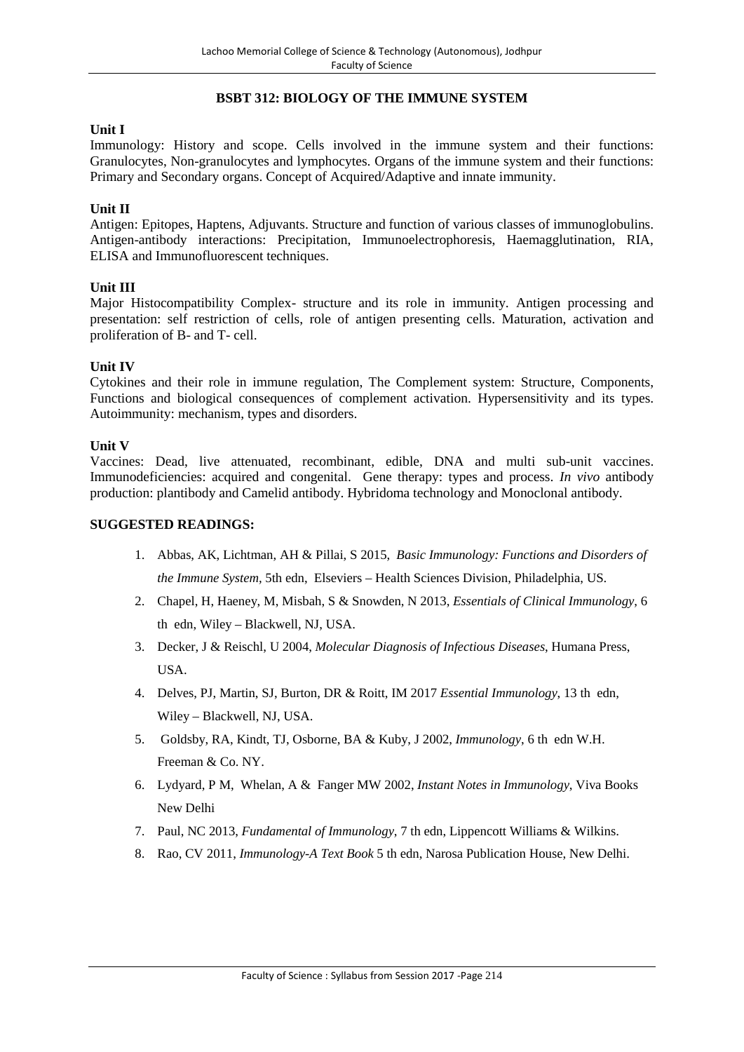## BSBT 312: BIOLOGY OF THE IMMUNE SYSTEM

**Unit I**

Immunology: History and scope. Cells involved in the immune system and their functions: Granulocytes, Non-granulocytes and lymphocytes. Organs of the immune system and their functions: Primary and Secondary organs. Concept of Acquired/Adaptive and innate immunity.

**Unit II**

Antigen: Epitopes, Haptens, Adjuvants. Structure and function of various classes of immunoglobulins. Antigen-antibody interactions: Precipitation, Immunoelectrophoresis, Haemagglutination, RIA, ELISA and Immunofluorescent techniques.

**Unit III**

Major Histocompatibility Complex- structure and its role in immunity. Antigen processing and presentation: self restriction of cells, role of antigen presenting cells. Maturation, activation and proliferation of B- and T- cell.

**Unit IV**

Cytokines and their role in immune regulation, The Complement system: Structure, Components, Functions and biological consequences of complement activation. Hypersensitivity and its types. Autoimmunity: mechanism, types and disorders.

**Unit V**

Vaccines: Dead, live attenuated, recombinant, edible, DNA and multi sub-unit vaccines. Immunodeficiencies: acquired and congenital. Gene therapy: types and process. *In vivo* antibody production: plantibody and Camelid antibody. Hybridoma technology and Monoclonal antibody.

**SUGGESTED READINGS:**

1. Abbas, AK, Lichtman, AH & Pillai, S 2015, *Basic Immunology: Functions and Disorders of the Immune System,* 5th edn, Elseviers – Health Sciences Division, Philadelphia, US.
2. Chapel, H, Haeney, M, Misbah, S & Snowden, N 2013, *Essentials of Clinical Immunology*, 6 th edn, Wiley – Blackwell, NJ, USA.
3. Decker, J & Reischl, U 2004, *Molecular Diagnosis of Infectious Diseases*, Humana Press, USA.
4. Delves, PJ, Martin, SJ, Burton, DR & Roitt, IM 2017 *Essential Immunology*, 13 th edn, Wiley – Blackwell, NJ, USA.
5. Goldsby, RA, Kindt, TJ, Osborne, BA & Kuby, J 2002, *Immunology*, 6 th edn W.H. Freeman & Co. NY.
6. Lydyard, P M, Whelan, A & Fanger MW 2002, *Instant Notes in Immunology*, Viva Books New Delhi
7. Paul, NC 2013, *Fundamental of Immunology*, 7 th edn, Lippencott Williams & Wilkins.
8. Rao, CV 2011, *Immunology-A Text Book* 5 th edn, Narosa Publication House, New Delhi.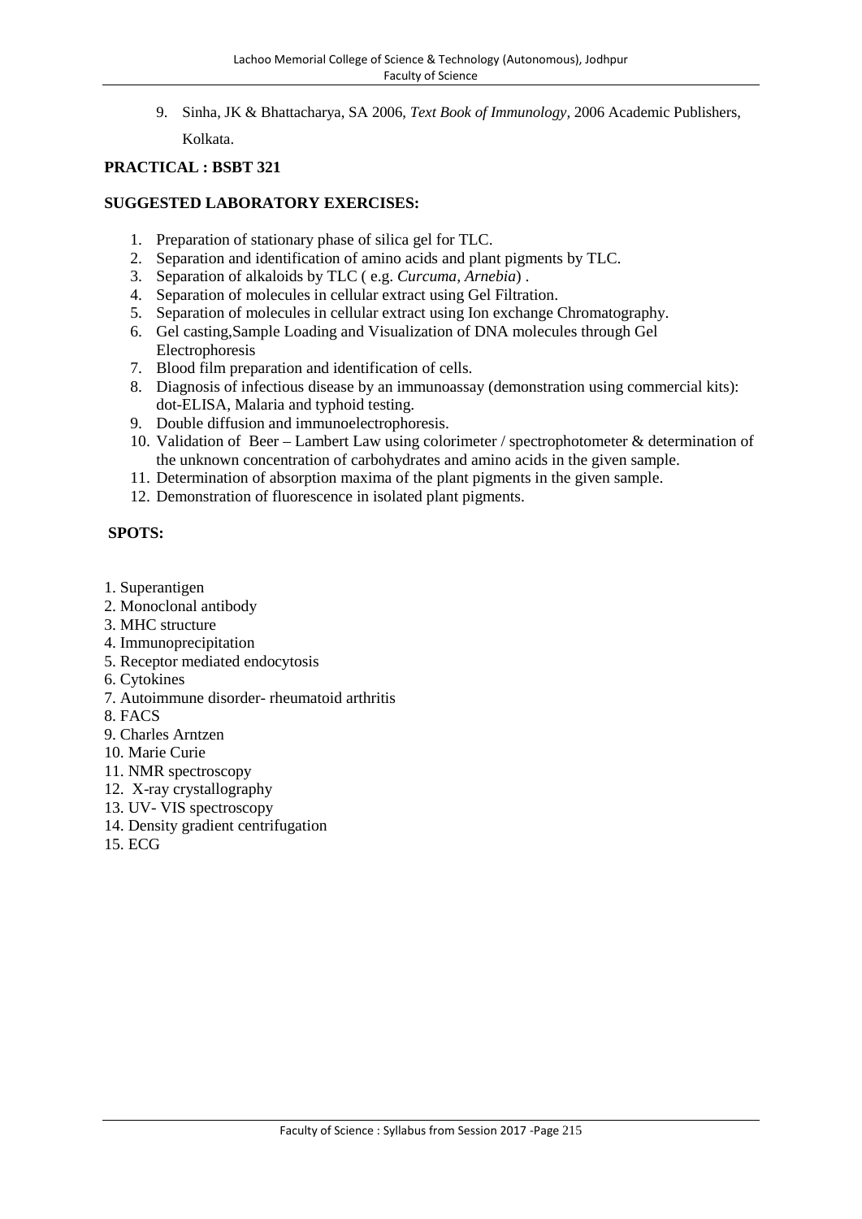9. Sinha, JK & Bhattacharya, SA 2006, *Text Book of Immunology,* 2006 Academic Publishers, Kolkata.

**PRACTICAL : BSBT 321**

**SUGGESTED LABORATORY EXERCISES:**

1. Preparation of stationary phase of silica gel for TLC.
2. Separation and identification of amino acids and plant pigments by TLC.
3. Separation of alkaloids by TLC ( e.g. *Curcuma, Arnebia*) .
4. Separation of molecules in cellular extract using Gel Filtration.
5. Separation of molecules in cellular extract using Ion exchange Chromatography.
6. Gel casting,Sample Loading and Visualization of DNA molecules through Gel Electrophoresis
7. Blood film preparation and identification of cells.
8. Diagnosis of infectious disease by an immunoassay (demonstration using commercial kits): dot-ELISA, Malaria and typhoid testing.
9. Double diffusion and immunoelectrophoresis.
10. Validation of Beer – Lambert Law using colorimeter / spectrophotometer & determination of the unknown concentration of carbohydrates and amino acids in the given sample.
11. Determination of absorption maxima of the plant pigments in the given sample.
12. Demonstration of fluorescence in isolated plant pigments.

**SPOTS:**

1. Superantigen
2. Monoclonal antibody
3. MHC structure
4. Immunoprecipitation
5. Receptor mediated endocytosis
6. Cytokines
7. Autoimmune disorder- rheumatoid arthritis
8. FACS
9. Charles Arntzen
10. Marie Curie
11. NMR spectroscopy
12. X-ray crystallography
13. UV- VIS spectroscopy
14. Density gradient centrifugation
15. ECG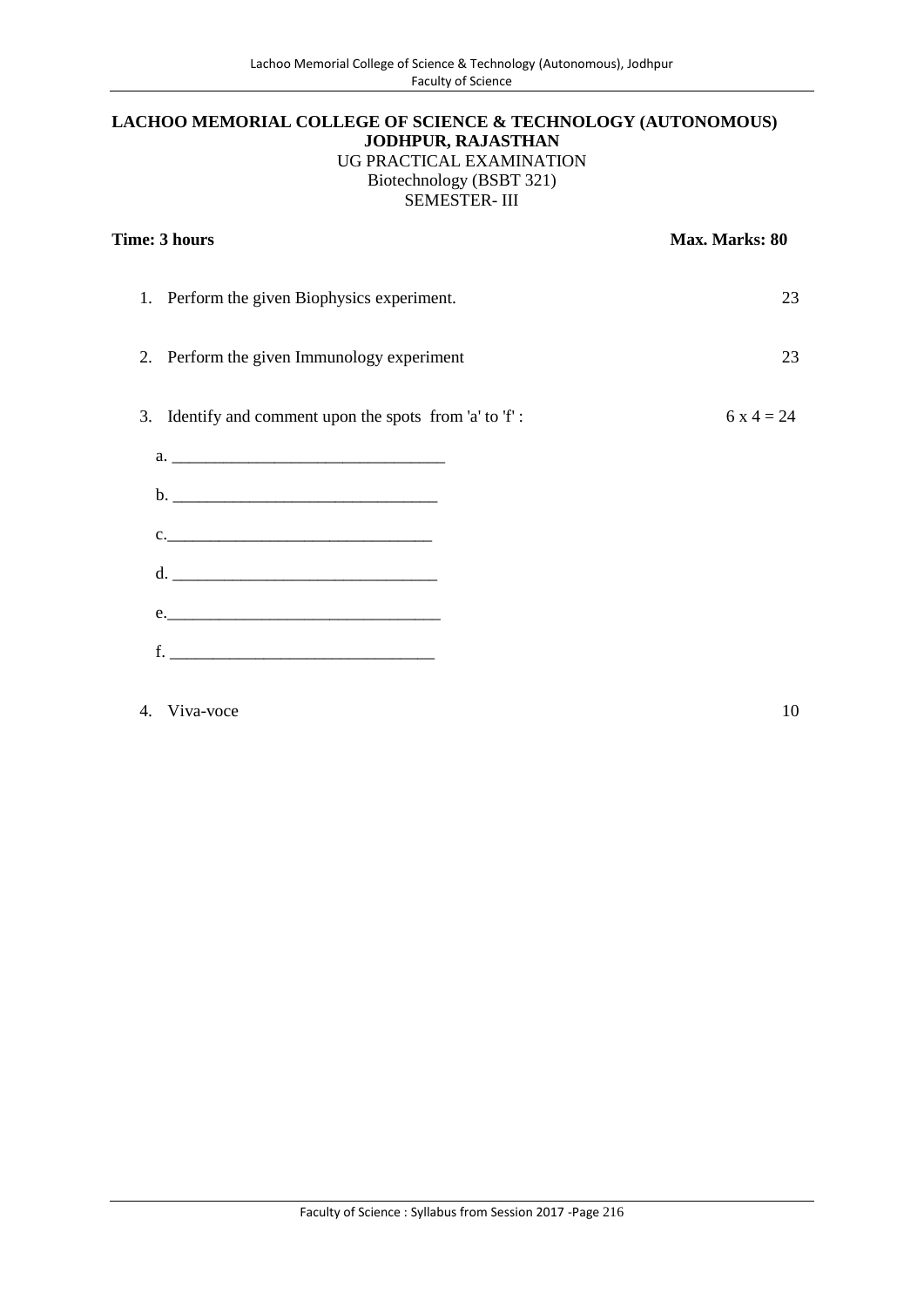**LACHOO MEMORIAL COLLEGE OF SCIENCE & TECHNOLOGY (AUTONOMOUS)**
**JODHPUR, RAJASTHAN**
UG PRACTICAL EXAMINATION
Biotechnology (BSBT 321)
SEMESTER- III

**Time: 3 hours** **Max. Marks: 80**

1. Perform the given Biophysics experiment. 23

2. Perform the given Immunology experiment 23

3. Identify and comment upon the spots from 'a' to 'f' : 6 x 4 = 24

   a. ________________________________

   b. _______________________________

   c._______________________________

   d. _______________________________

   e._________________________________

   f. _______________________________

4. Viva-voce 10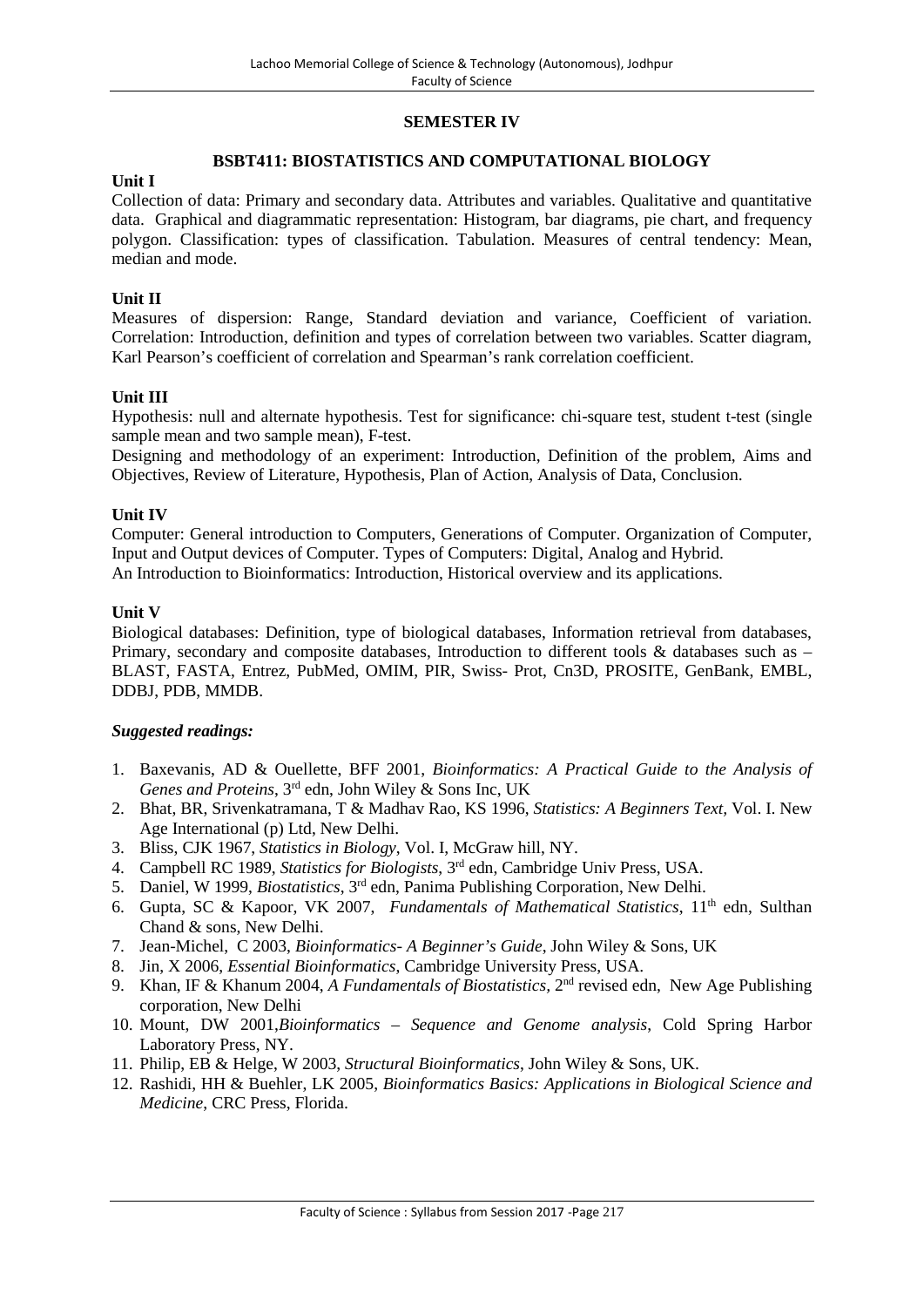## SEMESTER IV

### BSBT411: BIOSTATISTICS AND COMPUTATIONAL BIOLOGY

**Unit I**

Collection of data: Primary and secondary data. Attributes and variables. Qualitative and quantitative data. Graphical and diagrammatic representation: Histogram, bar diagrams, pie chart, and frequency polygon. Classification: types of classification. Tabulation. Measures of central tendency: Mean, median and mode.

**Unit II**

Measures of dispersion: Range, Standard deviation and variance, Coefficient of variation. Correlation: Introduction, definition and types of correlation between two variables. Scatter diagram, Karl Pearson's coefficient of correlation and Spearman's rank correlation coefficient.

**Unit III**

Hypothesis: null and alternate hypothesis. Test for significance: chi-square test, student t-test (single sample mean and two sample mean), F-test.

Designing and methodology of an experiment: Introduction, Definition of the problem, Aims and Objectives, Review of Literature, Hypothesis, Plan of Action, Analysis of Data, Conclusion.

**Unit IV**

Computer: General introduction to Computers, Generations of Computer. Organization of Computer, Input and Output devices of Computer. Types of Computers: Digital, Analog and Hybrid.

An Introduction to Bioinformatics: Introduction, Historical overview and its applications.

**Unit V**

Biological databases: Definition, type of biological databases, Information retrieval from databases, Primary, secondary and composite databases, Introduction to different tools & databases such as – BLAST, FASTA, Entrez, PubMed, OMIM, PIR, Swiss- Prot, Cn3D, PROSITE, GenBank, EMBL, DDBJ, PDB, MMDB.

***Suggested readings:***

1. Baxevanis, AD & Ouellette, BFF 2001, *Bioinformatics: A Practical Guide to the Analysis of Genes and Proteins*, 3rd edn, John Wiley & Sons Inc, UK
2. Bhat, BR, Srivenkatramana, T & Madhav Rao, KS 1996, *Statistics: A Beginners Text,* Vol. I. New Age International (p) Ltd, New Delhi.
3. Bliss, CJK 1967, *Statistics in Biology*, Vol. I, McGraw hill, NY.
4. Campbell RC 1989, *Statistics for Biologists*, 3rd edn, Cambridge Univ Press, USA.
5. Daniel, W 1999, *Biostatistics*, 3rd edn, Panima Publishing Corporation, New Delhi.
6. Gupta, SC & Kapoor, VK 2007, *Fundamentals of Mathematical Statistics*, 11th edn, Sulthan Chand & sons, New Delhi.
7. Jean-Michel, C 2003, *Bioinformatics- A Beginner's Guide*, John Wiley & Sons, UK
8. Jin, X 2006, *Essential Bioinformatics*, Cambridge University Press, USA.
9. Khan, IF & Khanum 2004, *A Fundamentals of Biostatistics,* 2nd revised edn, New Age Publishing corporation, New Delhi
10. Mount, DW 2001,*Bioinformatics – Sequence and Genome analysis*, Cold Spring Harbor Laboratory Press, NY.
11. Philip, EB & Helge, W 2003, *Structural Bioinformatics*, John Wiley & Sons, UK.
12. Rashidi, HH & Buehler, LK 2005, *Bioinformatics Basics: Applications in Biological Science and Medicine,* CRC Press, Florida.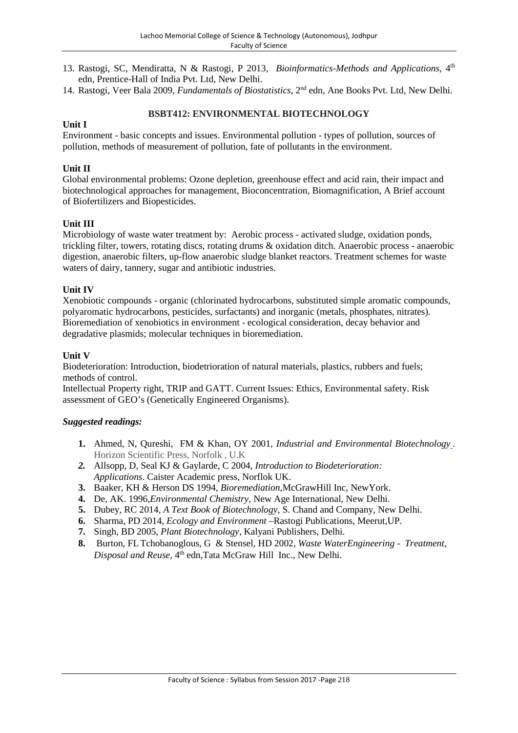13. Rastogi, SC, Mendiratta, N & Rastogi, P 2013, *Bioinformatics-Methods and Applications*, 4th edn, Prentice-Hall of India Pvt. Ltd, New Delhi.
14. Rastogi, Veer Bala 2009, *Fundamentals of Biostatistics*, 2nd edn, Ane Books Pvt. Ltd, New Delhi.

## BSBT412: ENVIRONMENTAL BIOTECHNOLOGY

**Unit I**

Environment - basic concepts and issues. Environmental pollution - types of pollution, sources of pollution, methods of measurement of pollution, fate of pollutants in the environment.

**Unit II**

Global environmental problems: Ozone depletion, greenhouse effect and acid rain, their impact and biotechnological approaches for management, Bioconcentration, Biomagnification, A Brief account of Biofertilizers and Biopesticides.

**Unit III**

Microbiology of waste water treatment by: Aerobic process - activated sludge, oxidation ponds, trickling filter, towers, rotating discs, rotating drums & oxidation ditch. Anaerobic process - anaerobic digestion, anaerobic filters, up-flow anaerobic sludge blanket reactors. Treatment schemes for waste waters of dairy, tannery, sugar and antibiotic industries.

**Unit IV**

Xenobiotic compounds - organic (chlorinated hydrocarbons, substituted simple aromatic compounds, polyaromatic hydrocarbons, pesticides, surfactants) and inorganic (metals, phosphates, nitrates). Bioremediation of xenobiotics in environment - ecological consideration, decay behavior and degradative plasmids; molecular techniques in bioremediation.

**Unit V**

Biodeterioration: Introduction, biodetrioration of natural materials, plastics, rubbers and fuels; methods of control.

Intellectual Property right, TRIP and GATT. Current Issues: Ethics, Environmental safety. Risk assessment of GEO's (Genetically Engineered Organisms).

***Suggested readings:***

1. Ahmed, N, Qureshi, FM & Khan, OY 2001, *Industrial and Environmental Biotechnology*. Horizon Scientific Press, Norfolk , U.K
2. Allsopp, D, Seal KJ & Gaylarde, C 2004, *Introduction to Biodeterioration: Applications*. Caister Academic press, Norflok UK.
3. Baaker, KH & Herson DS 1994, *Bioremediation*,McGrawHill Inc, NewYork.
4. De, AK. 1996,*Environmental Chemistry*, New Age International, New Delhi.
5. Dubey, RC 2014, *A Text Book of Biotechnology*, S. Chand and Company, New Delhi.
6. Sharma, PD 2014, *Ecology and Environment* –Rastogi Publications, Meerut,UP.
7. Singh, BD 2005, *Plant Biotechnology*, Kalyani Publishers, Delhi.
8. Burton, FL Tchobanoglous, G & Stensel, HD 2002, *Waste WaterEngineering - Treatment, Disposal and Reuse*, 4th edn,Tata McGraw Hill Inc., New Delhi.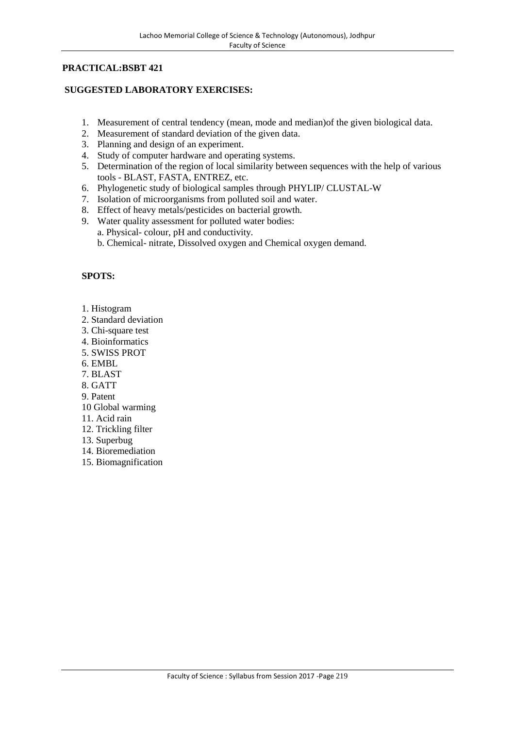**PRACTICAL:BSBT 421**

**SUGGESTED LABORATORY EXERCISES:**

1. Measurement of central tendency (mean, mode and median)of the given biological data.
2. Measurement of standard deviation of the given data.
3. Planning and design of an experiment.
4. Study of computer hardware and operating systems.
5. Determination of the region of local similarity between sequences with the help of various tools - BLAST, FASTA, ENTREZ, etc.
6. Phylogenetic study of biological samples through PHYLIP/ CLUSTAL-W
7. Isolation of microorganisms from polluted soil and water.
8. Effect of heavy metals/pesticides on bacterial growth.
9. Water quality assessment for polluted water bodies:
   a. Physical- colour, pH and conductivity.
   b. Chemical- nitrate, Dissolved oxygen and Chemical oxygen demand.

**SPOTS:**

1. Histogram
2. Standard deviation
3. Chi-square test
4. Bioinformatics
5. SWISS PROT
6. EMBL
7. BLAST
8. GATT
9. Patent
10 Global warming
11. Acid rain
12. Trickling filter
13. Superbug
14. Bioremediation
15. Biomagnification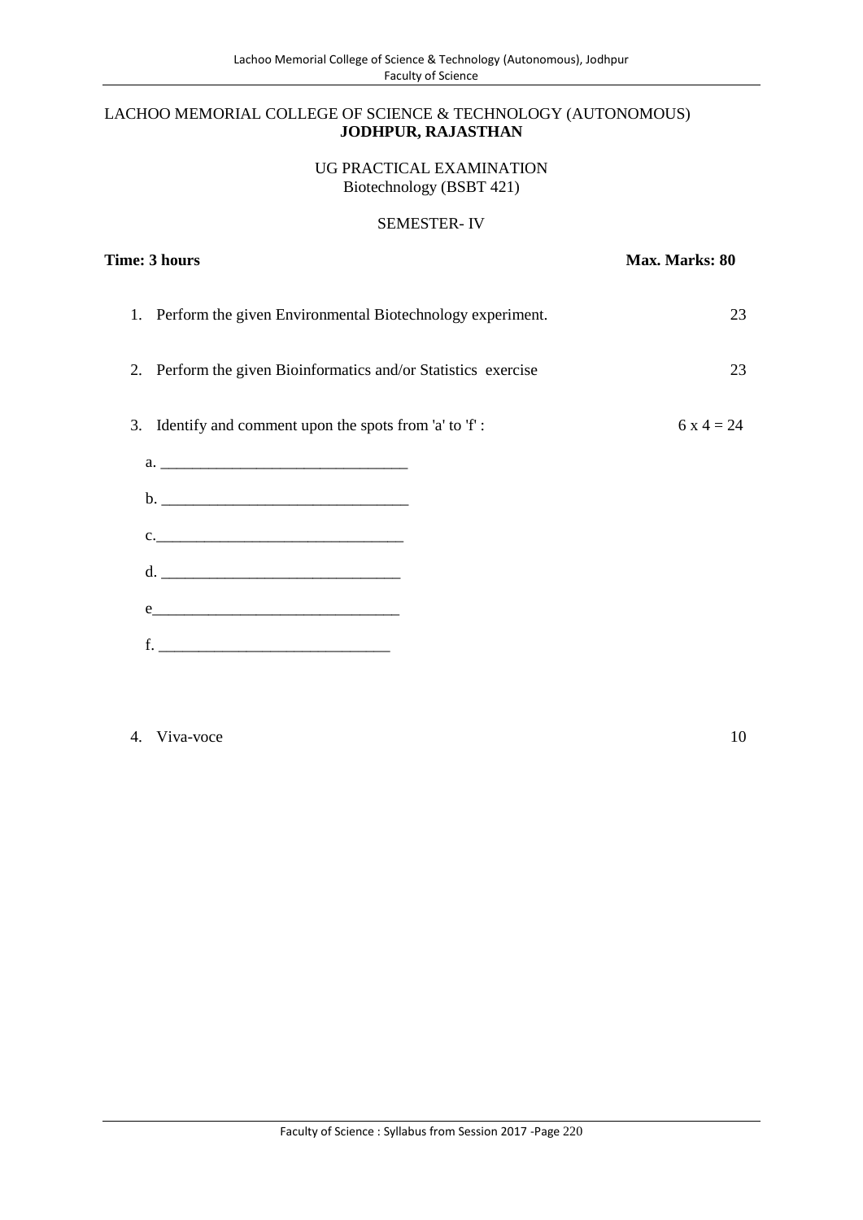LACHOO MEMORIAL COLLEGE OF SCIENCE & TECHNOLOGY (AUTONOMOUS)
**JODHPUR, RAJASTHAN**

UG PRACTICAL EXAMINATION
Biotechnology (BSBT 421)

SEMESTER- IV

**Time: 3 hours** **Max. Marks: 80**

1. Perform the given Environmental Biotechnology experiment. 23

2. Perform the given Bioinformatics and/or Statistics exercise 23

3. Identify and comment upon the spots from 'a' to 'f' : 6 x 4 = 24

   a. _______________________________

   b. _______________________________

   c._______________________________

   d. ______________________________

   e_______________________________

   f. _____________________________

4. Viva-voce 10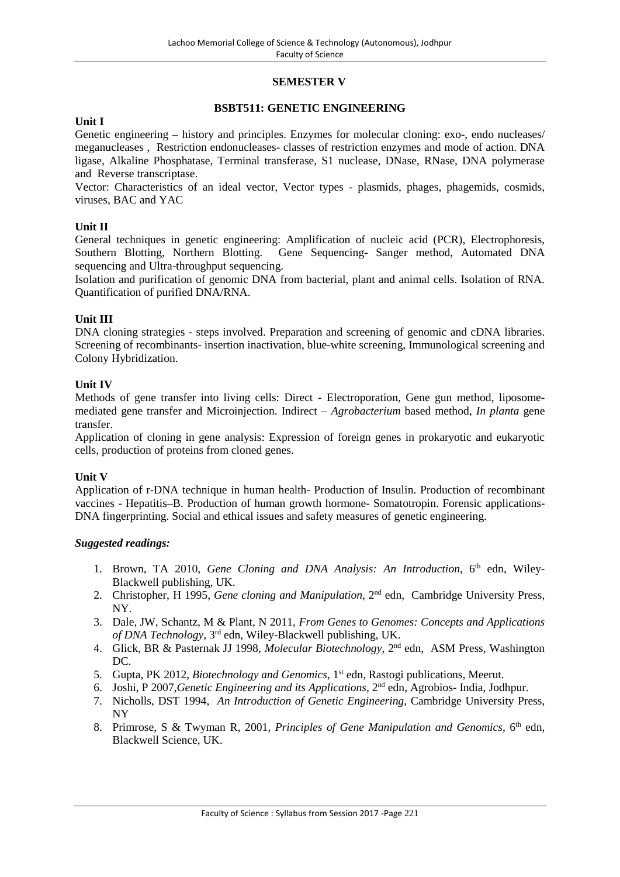## SEMESTER V

### BSBT511: GENETIC ENGINEERING

**Unit I**

Genetic engineering – history and principles. Enzymes for molecular cloning: exo-, endo nucleases/ meganucleases , Restriction endonucleases- classes of restriction enzymes and mode of action. DNA ligase, Alkaline Phosphatase, Terminal transferase, S1 nuclease, DNase, RNase, DNA polymerase and Reverse transcriptase.

Vector: Characteristics of an ideal vector, Vector types - plasmids, phages, phagemids, cosmids, viruses, BAC and YAC

**Unit II**

General techniques in genetic engineering: Amplification of nucleic acid (PCR), Electrophoresis, Southern Blotting, Northern Blotting. Gene Sequencing- Sanger method, Automated DNA sequencing and Ultra-throughput sequencing.

Isolation and purification of genomic DNA from bacterial, plant and animal cells. Isolation of RNA. Quantification of purified DNA/RNA.

**Unit III**

DNA cloning strategies - steps involved. Preparation and screening of genomic and cDNA libraries. Screening of recombinants- insertion inactivation, blue-white screening, Immunological screening and Colony Hybridization.

**Unit IV**

Methods of gene transfer into living cells: Direct - Electroporation, Gene gun method, liposome-mediated gene transfer and Microinjection. Indirect – *Agrobacterium* based method, *In planta* gene transfer.

Application of cloning in gene analysis: Expression of foreign genes in prokaryotic and eukaryotic cells, production of proteins from cloned genes.

**Unit V**

Application of r-DNA technique in human health- Production of Insulin. Production of recombinant vaccines - Hepatitis–B. Production of human growth hormone- Somatotropin. Forensic applications- DNA fingerprinting. Social and ethical issues and safety measures of genetic engineering.

***Suggested readings:***

1. Brown, TA 2010, *Gene Cloning and DNA Analysis: An Introduction*, 6th edn, Wiley-Blackwell publishing, UK.
2. Christopher, H 1995, *Gene cloning and Manipulation*, 2nd edn, Cambridge University Press, NY.
3. Dale, JW, Schantz, M & Plant, N 2011, *From Genes to Genomes: Concepts and Applications of DNA Technology*, 3rd edn, Wiley-Blackwell publishing, UK.
4. Glick, BR & Pasternak JJ 1998, *Molecular Biotechnology*, 2nd edn, ASM Press, Washington DC.
5. Gupta, PK 2012, *Biotechnology and Genomics*, 1st edn, Rastogi publications, Meerut.
6. Joshi, P 2007,*Genetic Engineering and its Applications*, 2nd edn, Agrobios- India, Jodhpur.
7. Nicholls, DST 1994, *An Introduction of Genetic Engineering*, Cambridge University Press, NY
8. Primrose, S & Twyman R, 2001, *Principles of Gene Manipulation and Genomics*, 6th edn, Blackwell Science, UK.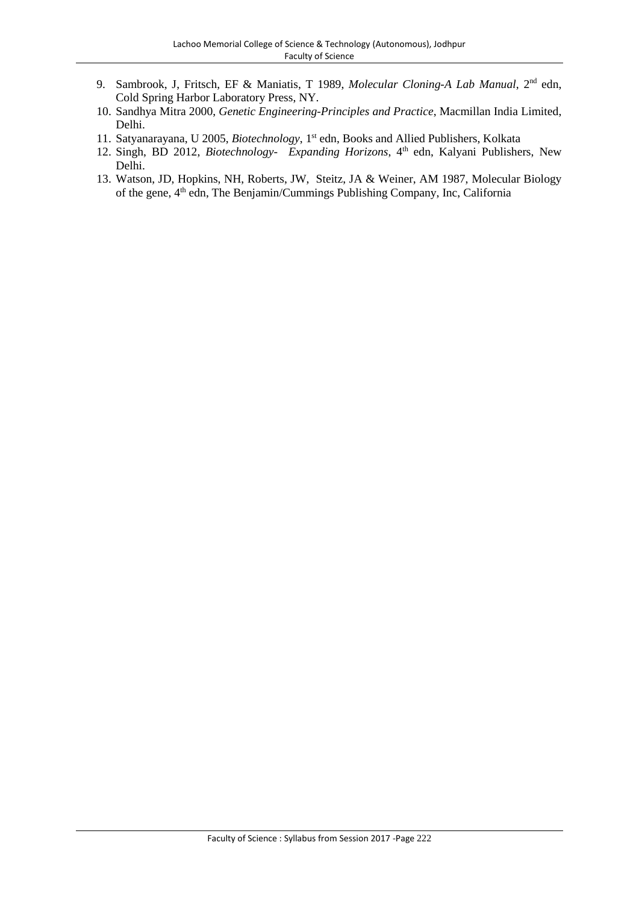9. Sambrook, J, Fritsch, EF & Maniatis, T 1989, *Molecular Cloning-A Lab Manual*, 2nd edn, Cold Spring Harbor Laboratory Press, NY.
10. Sandhya Mitra 2000, *Genetic Engineering-Principles and Practice*, Macmillan India Limited, Delhi.
11. Satyanarayana, U 2005, *Biotechnology*, 1st edn, Books and Allied Publishers, Kolkata
12. Singh, BD 2012, *Biotechnology- Expanding Horizons*, 4th edn, Kalyani Publishers, New Delhi.
13. Watson, JD, Hopkins, NH, Roberts, JW, Steitz, JA & Weiner, AM 1987, Molecular Biology of the gene, 4th edn, The Benjamin/Cummings Publishing Company, Inc, California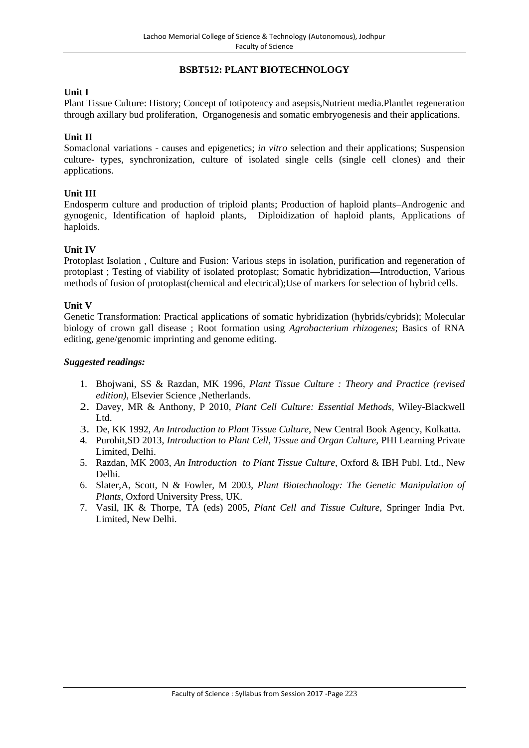## BSBT512: PLANT BIOTECHNOLOGY

**Unit I**

Plant Tissue Culture: History; Concept of totipotency and asepsis,Nutrient media.Plantlet regeneration through axillary bud proliferation, Organogenesis and somatic embryogenesis and their applications.

**Unit II**

Somaclonal variations - causes and epigenetics; *in vitro* selection and their applications; Suspension culture- types, synchronization, culture of isolated single cells (single cell clones) and their applications.

**Unit III**

Endosperm culture and production of triploid plants; Production of haploid plants–Androgenic and gynogenic, Identification of haploid plants, Diploidization of haploid plants, Applications of haploids.

**Unit IV**

Protoplast Isolation , Culture and Fusion: Various steps in isolation, purification and regeneration of protoplast ; Testing of viability of isolated protoplast; Somatic hybridization—Introduction, Various methods of fusion of protoplast(chemical and electrical);Use of markers for selection of hybrid cells.

**Unit V**

Genetic Transformation: Practical applications of somatic hybridization (hybrids/cybrids); Molecular biology of crown gall disease ; Root formation using *Agrobacterium rhizogenes*; Basics of RNA editing, gene/genomic imprinting and genome editing.

***Suggested readings:***

1. Bhojwani, SS & Razdan, MK 1996, *Plant Tissue Culture : Theory and Practice (revised edition)*, Elsevier Science ,Netherlands.
2. Davey, MR & Anthony, P 2010, *Plant Cell Culture: Essential Methods*, Wiley-Blackwell Ltd.
3. De, KK 1992, *An Introduction to Plant Tissue Culture*, New Central Book Agency, Kolkatta.
4. Purohit,SD 2013, *Introduction to Plant Cell, Tissue and Organ Culture,* PHI Learning Private Limited, Delhi.
5. Razdan, MK 2003, *An Introduction to Plant Tissue Culture*, Oxford & IBH Publ. Ltd., New Delhi.
6. Slater,A, Scott, N & Fowler, M 2003, *Plant Biotechnology: The Genetic Manipulation of Plants*, Oxford University Press, UK.
7. Vasil, IK & Thorpe, TA (eds) 2005, *Plant Cell and Tissue Culture,* Springer India Pvt. Limited, New Delhi.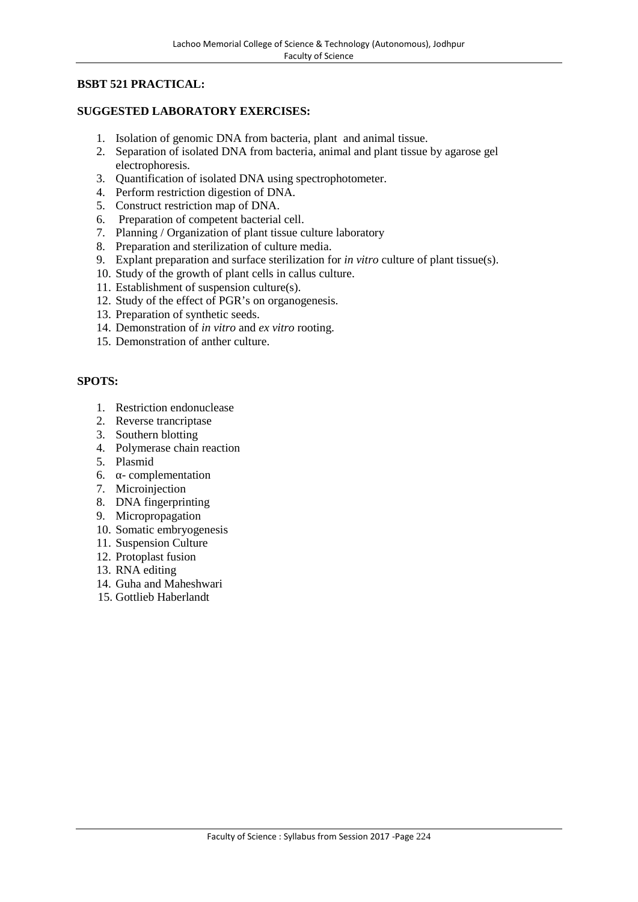**BSBT 521 PRACTICAL:**

**SUGGESTED LABORATORY EXERCISES:**

1. Isolation of genomic DNA from bacteria, plant and animal tissue.
2. Separation of isolated DNA from bacteria, animal and plant tissue by agarose gel electrophoresis.
3. Quantification of isolated DNA using spectrophotometer.
4. Perform restriction digestion of DNA.
5. Construct restriction map of DNA.
6. Preparation of competent bacterial cell.
7. Planning / Organization of plant tissue culture laboratory
8. Preparation and sterilization of culture media.
9. Explant preparation and surface sterilization for *in vitro* culture of plant tissue(s).
10. Study of the growth of plant cells in callus culture.
11. Establishment of suspension culture(s).
12. Study of the effect of PGR's on organogenesis.
13. Preparation of synthetic seeds.
14. Demonstration of *in vitro* and *ex vitro* rooting.
15. Demonstration of anther culture.

**SPOTS:**

1. Restriction endonuclease
2. Reverse trancriptase
3. Southern blotting
4. Polymerase chain reaction
5. Plasmid
6. α- complementation
7. Microinjection
8. DNA fingerprinting
9. Micropropagation
10. Somatic embryogenesis
11. Suspension Culture
12. Protoplast fusion
13. RNA editing
14. Guha and Maheshwari
15. Gottlieb Haberlandt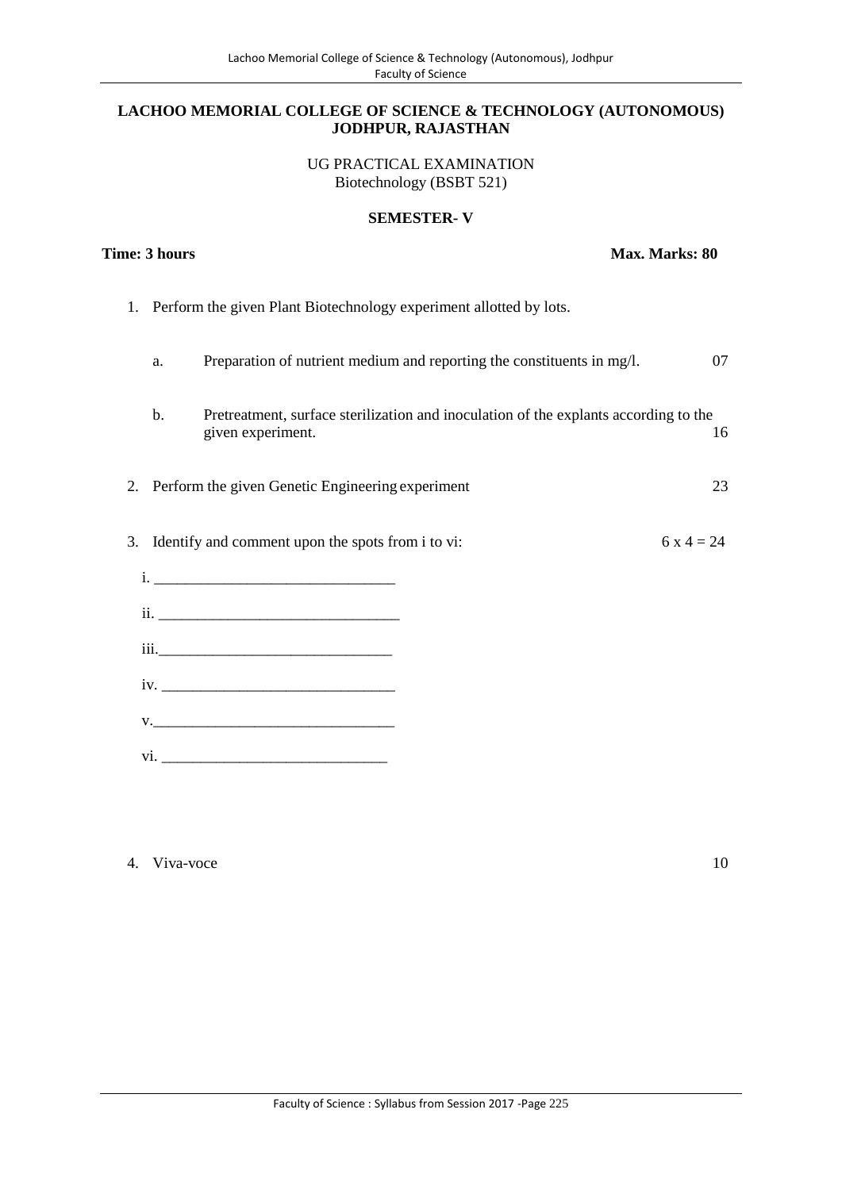**LACHOO MEMORIAL COLLEGE OF SCIENCE & TECHNOLOGY (AUTONOMOUS) JODHPUR, RAJASTHAN**

UG PRACTICAL EXAMINATION
Biotechnology (BSBT 521)

**SEMESTER- V**

**Time: 3 hours** **Max. Marks: 80**

1. Perform the given Plant Biotechnology experiment allotted by lots.

   a. Preparation of nutrient medium and reporting the constituents in mg/l. 07

   b. Pretreatment, surface sterilization and inoculation of the explants according to the given experiment. 16

2. Perform the given Genetic Engineering experiment 23

3. Identify and comment upon the spots from i to vi: 6 x 4 = 24

   i. _______________________________

   ii. _______________________________

   iii. _______________________________

   iv. _______________________________

   v. _______________________________

   vi. _______________________________

4. Viva-voce 10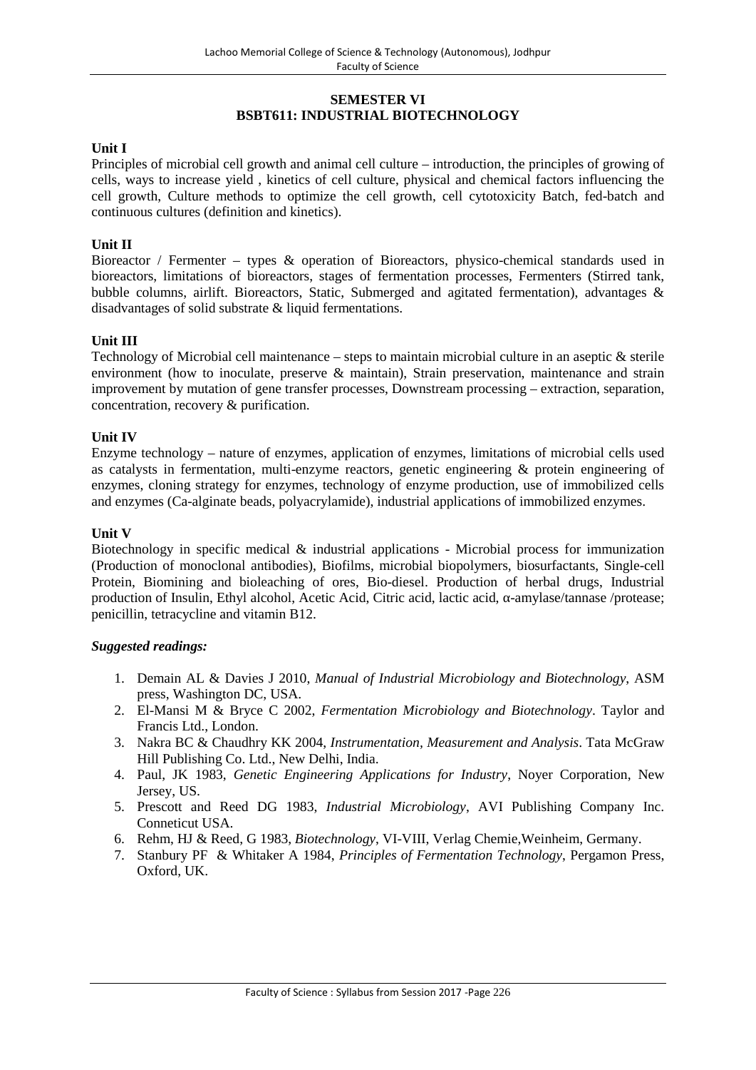## SEMESTER VI
## BSBT611: INDUSTRIAL BIOTECHNOLOGY

**Unit I**

Principles of microbial cell growth and animal cell culture – introduction, the principles of growing of cells, ways to increase yield , kinetics of cell culture, physical and chemical factors influencing the cell growth, Culture methods to optimize the cell growth, cell cytotoxicity Batch, fed-batch and continuous cultures (definition and kinetics).

**Unit II**

Bioreactor / Fermenter – types & operation of Bioreactors, physico-chemical standards used in bioreactors, limitations of bioreactors, stages of fermentation processes, Fermenters (Stirred tank, bubble columns, airlift. Bioreactors, Static, Submerged and agitated fermentation), advantages & disadvantages of solid substrate & liquid fermentations.

**Unit III**

Technology of Microbial cell maintenance – steps to maintain microbial culture in an aseptic & sterile environment (how to inoculate, preserve & maintain), Strain preservation, maintenance and strain improvement by mutation of gene transfer processes, Downstream processing – extraction, separation, concentration, recovery & purification.

**Unit IV**

Enzyme technology – nature of enzymes, application of enzymes, limitations of microbial cells used as catalysts in fermentation, multi-enzyme reactors, genetic engineering & protein engineering of enzymes, cloning strategy for enzymes, technology of enzyme production, use of immobilized cells and enzymes (Ca-alginate beads, polyacrylamide), industrial applications of immobilized enzymes.

**Unit V**

Biotechnology in specific medical & industrial applications - Microbial process for immunization (Production of monoclonal antibodies), Biofilms, microbial biopolymers, biosurfactants, Single-cell Protein, Biomining and bioleaching of ores, Bio-diesel. Production of herbal drugs, Industrial production of Insulin, Ethyl alcohol, Acetic Acid, Citric acid, lactic acid, α-amylase/tannase /protease; penicillin, tetracycline and vitamin B12.

***Suggested readings:***

1. Demain AL & Davies J 2010, *Manual of Industrial Microbiology and Biotechnology*, ASM press, Washington DC, USA.
2. El-Mansi M & Bryce C 2002, *Fermentation Microbiology and Biotechnology*. Taylor and Francis Ltd., London.
3. Nakra BC & Chaudhry KK 2004, *Instrumentation, Measurement and Analysis*. Tata McGraw Hill Publishing Co. Ltd., New Delhi, India.
4. Paul, JK 1983, *Genetic Engineering Applications for Industry*, Noyer Corporation, New Jersey, US.
5. Prescott and Reed DG 1983, *Industrial Microbiology*, AVI Publishing Company Inc. Conneticut USA.
6. Rehm, HJ & Reed, G 1983, *Biotechnology*, VI-VIII, Verlag Chemie,Weinheim, Germany.
7. Stanbury PF & Whitaker A 1984, *Principles of Fermentation Technology*, Pergamon Press, Oxford, UK.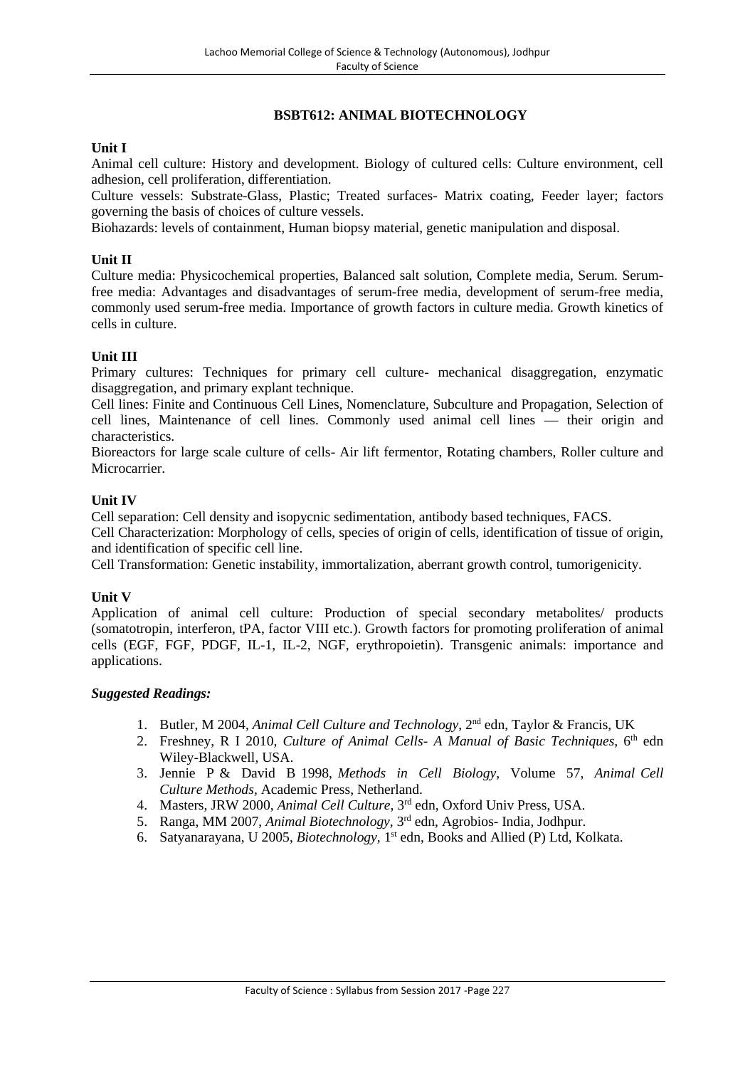## BSBT612: ANIMAL BIOTECHNOLOGY

**Unit I**

Animal cell culture: History and development. Biology of cultured cells: Culture environment, cell adhesion, cell proliferation, differentiation.

Culture vessels: Substrate-Glass, Plastic; Treated surfaces- Matrix coating, Feeder layer; factors governing the basis of choices of culture vessels.

Biohazards: levels of containment, Human biopsy material, genetic manipulation and disposal.

**Unit II**

Culture media: Physicochemical properties, Balanced salt solution, Complete media, Serum. Serum-free media: Advantages and disadvantages of serum-free media, development of serum-free media, commonly used serum-free media. Importance of growth factors in culture media. Growth kinetics of cells in culture.

**Unit III**

Primary cultures: Techniques for primary cell culture- mechanical disaggregation, enzymatic disaggregation, and primary explant technique.

Cell lines: Finite and Continuous Cell Lines, Nomenclature, Subculture and Propagation, Selection of cell lines, Maintenance of cell lines. Commonly used animal cell lines — their origin and characteristics.

Bioreactors for large scale culture of cells- Air lift fermentor, Rotating chambers, Roller culture and Microcarrier.

**Unit IV**

Cell separation: Cell density and isopycnic sedimentation, antibody based techniques, FACS.

Cell Characterization: Morphology of cells, species of origin of cells, identification of tissue of origin, and identification of specific cell line.

Cell Transformation: Genetic instability, immortalization, aberrant growth control, tumorigenicity.

**Unit V**

Application of animal cell culture: Production of special secondary metabolites/ products (somatotropin, interferon, tPA, factor VIII etc.). Growth factors for promoting proliferation of animal cells (EGF, FGF, PDGF, IL-1, IL-2, NGF, erythropoietin). Transgenic animals: importance and applications.

***Suggested Readings:***

1. Butler, M 2004, *Animal Cell Culture and Technology*, 2nd edn, Taylor & Francis, UK
2. Freshney, R I 2010, *Culture of Animal Cells- A Manual of Basic Techniques*, 6th edn Wiley-Blackwell, USA.
3. Jennie P & David B 1998, *Methods in Cell Biology*, Volume 57, *Animal Cell Culture Methods*, Academic Press, Netherland.
4. Masters, JRW 2000, *Animal Cell Culture*, 3rd edn, Oxford Univ Press, USA.
5. Ranga, MM 2007, *Animal Biotechnology*, 3rd edn, Agrobios- India, Jodhpur.
6. Satyanarayana, U 2005, *Biotechnology*, 1st edn, Books and Allied (P) Ltd, Kolkata.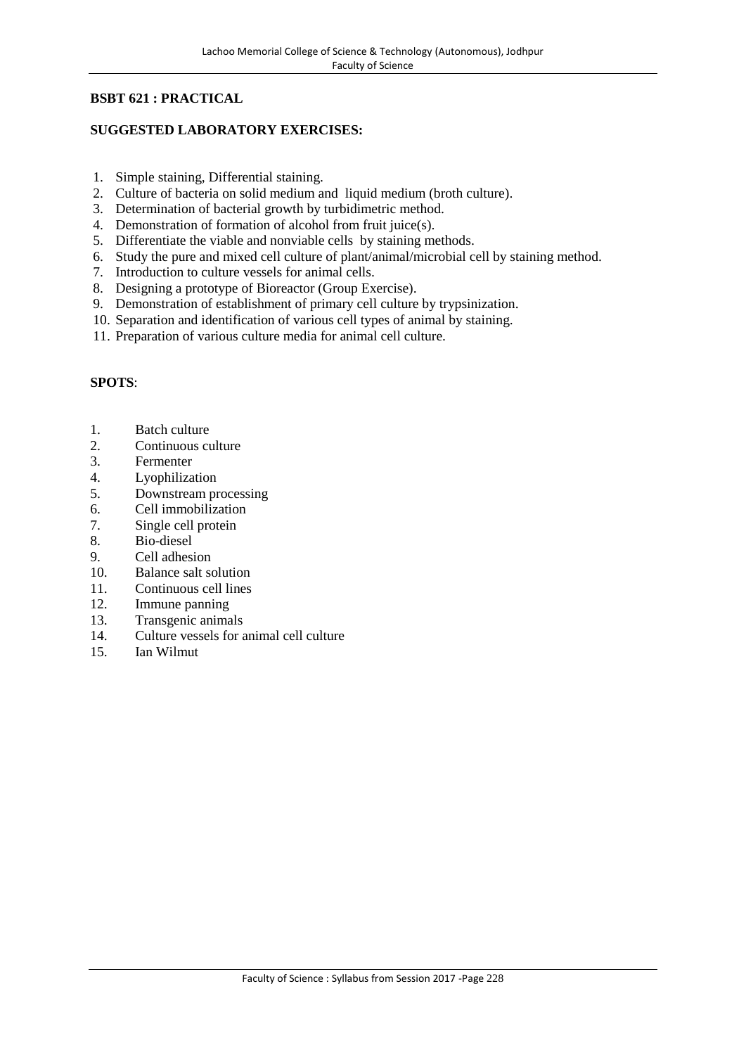**BSBT 621 : PRACTICAL**

**SUGGESTED LABORATORY EXERCISES:**

1. Simple staining, Differential staining.
2. Culture of bacteria on solid medium and liquid medium (broth culture).
3. Determination of bacterial growth by turbidimetric method.
4. Demonstration of formation of alcohol from fruit juice(s).
5. Differentiate the viable and nonviable cells by staining methods.
6. Study the pure and mixed cell culture of plant/animal/microbial cell by staining method.
7. Introduction to culture vessels for animal cells.
8. Designing a prototype of Bioreactor (Group Exercise).
9. Demonstration of establishment of primary cell culture by trypsinization.
10. Separation and identification of various cell types of animal by staining.
11. Preparation of various culture media for animal cell culture.

**SPOTS**:

1. Batch culture
2. Continuous culture
3. Fermenter
4. Lyophilization
5. Downstream processing
6. Cell immobilization
7. Single cell protein
8. Bio-diesel
9. Cell adhesion
10. Balance salt solution
11. Continuous cell lines
12. Immune panning
13. Transgenic animals
14. Culture vessels for animal cell culture
15. Ian Wilmut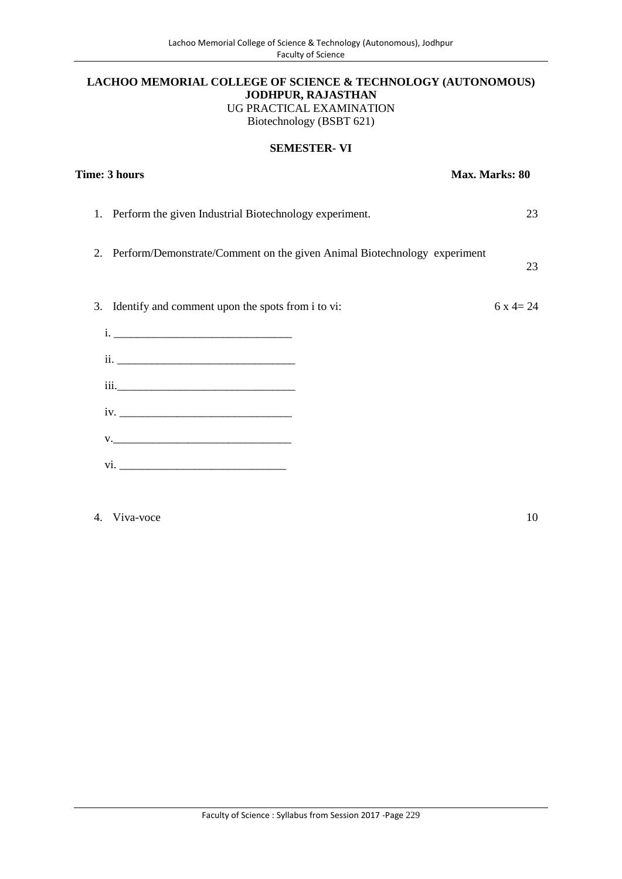**LACHOO MEMORIAL COLLEGE OF SCIENCE & TECHNOLOGY (AUTONOMOUS)**
**JODHPUR, RAJASTHAN**
UG PRACTICAL EXAMINATION
Biotechnology (BSBT 621)

**SEMESTER- VI**

**Time: 3 hours** **Max. Marks: 80**

1. Perform the given Industrial Biotechnology experiment. 23

2. Perform/Demonstrate/Comment on the given Animal Biotechnology experiment 23

3. Identify and comment upon the spots from i to vi: 6 x 4= 24

   i. ______________________________

   ii. ______________________________

   iii. ______________________________

   iv. ______________________________

   v. ______________________________

   vi. ______________________________

4. Viva-voce 10